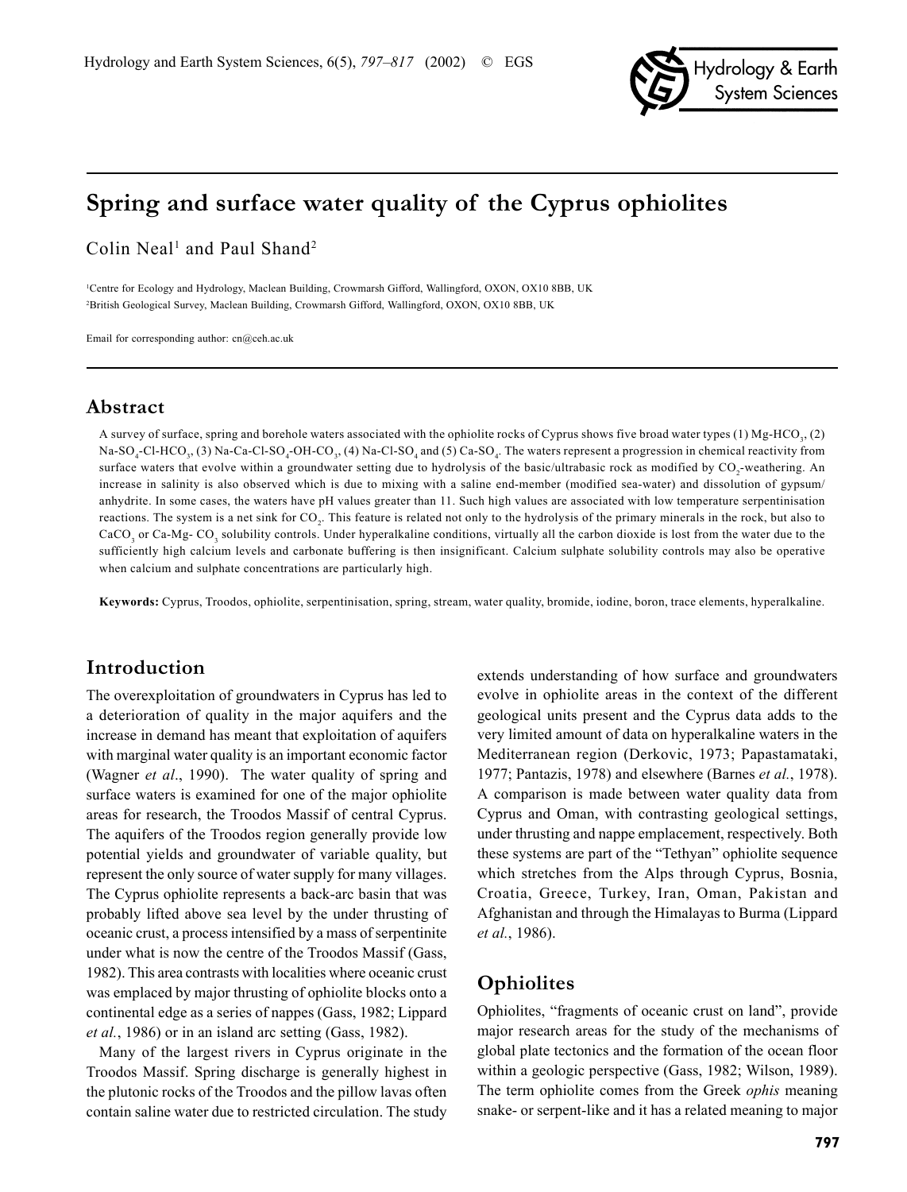# Spring and surface water quality of the Cyprus ophiolites

Colin Neal[1] and Paul Shand[2]

[1]Centre for Ecology and Hydrology, Maclean Building, Crowmarsh Gifford, Wallingford, OXON, OX10 8BB, UK

[2]British Geological Survey, Maclean Building, Crowmarsh Gifford, Wallingford, OXON, OX10 8BB, UK

Email for corresponding author: cn@ceh.ac.uk

## Abstract

A survey of surface, spring and borehole waters associated with the ophiolite rocks of Cyprus shows five broad water types (1) Mg-$HCO_3$, (2) Na-$SO_4$-Cl-$HCO_3$, (3) Na-Ca-Cl-$SO_4$-OH-$CO_3$, (4) Na-Cl-$SO_4$ and (5) Ca-$SO_4$. The waters represent a progression in chemical reactivity from surface waters that evolve within a groundwater setting due to hydrolysis of the basic/ultrabasic rock as modified by $CO_2$-weathering. An increase in salinity is also observed which is due to mixing with a saline end-member (modified sea-water) and dissolution of gypsum/anhydrite. In some cases, the waters have pH values greater than 11. Such high values are associated with low temperature serpentinisation reactions. The system is a net sink for $CO_2$. This feature is related not only to the hydrolysis of the primary minerals in the rock, but also to $CaCO_3$ or Ca-Mg- $CO_3$ solubility controls. Under hyperalkaline conditions, virtually all the carbon dioxide is lost from the water due to the sufficiently high calcium levels and carbonate buffering is then insignificant. Calcium sulphate solubility controls may also be operative when calcium and sulphate concentrations are particularly high.

**Keywords:** Cyprus, Troodos, ophiolite, serpentinisation, spring, stream, water quality, bromide, iodine, boron, trace elements, hyperalkaline.

## Introduction

The overexploitation of groundwaters in Cyprus has led to a deterioration of quality in the major aquifers and the increase in demand has meant that exploitation of aquifers with marginal water quality is an important economic factor (Wagner *et al*., 1990). The water quality of spring and surface waters is examined for one of the major ophiolite areas for research, the Troodos Massif of central Cyprus. The aquifers of the Troodos region generally provide low potential yields and groundwater of variable quality, but represent the only source of water supply for many villages. The Cyprus ophiolite represents a back-arc basin that was probably lifted above sea level by the under thrusting of oceanic crust, a process intensified by a mass of serpentinite under what is now the centre of the Troodos Massif (Gass, 1982). This area contrasts with localities where oceanic crust was emplaced by major thrusting of ophiolite blocks onto a continental edge as a series of nappes (Gass, 1982; Lippard *et al.*, 1986) or in an island arc setting (Gass, 1982).

Many of the largest rivers in Cyprus originate in the Troodos Massif. Spring discharge is generally highest in the plutonic rocks of the Troodos and the pillow lavas often contain saline water due to restricted circulation. The study extends understanding of how surface and groundwaters evolve in ophiolite areas in the context of the different geological units present and the Cyprus data adds to the very limited amount of data on hyperalkaline waters in the Mediterranean region (Derkovic, 1973; Papastamataki, 1977; Pantazis, 1978) and elsewhere (Barnes *et al.*, 1978). A comparison is made between water quality data from Cyprus and Oman, with contrasting geological settings, under thrusting and nappe emplacement, respectively. Both these systems are part of the "Tethyan" ophiolite sequence which stretches from the Alps through Cyprus, Bosnia, Croatia, Greece, Turkey, Iran, Oman, Pakistan and Afghanistan and through the Himalayas to Burma (Lippard *et al.*, 1986).

## Ophiolites

Ophiolites, "fragments of oceanic crust on land", provide major research areas for the study of the mechanisms of global plate tectonics and the formation of the ocean floor within a geologic perspective (Gass, 1982; Wilson, 1989). The term ophiolite comes from the Greek *ophis* meaning snake- or serpent-like and it has a related meaning to major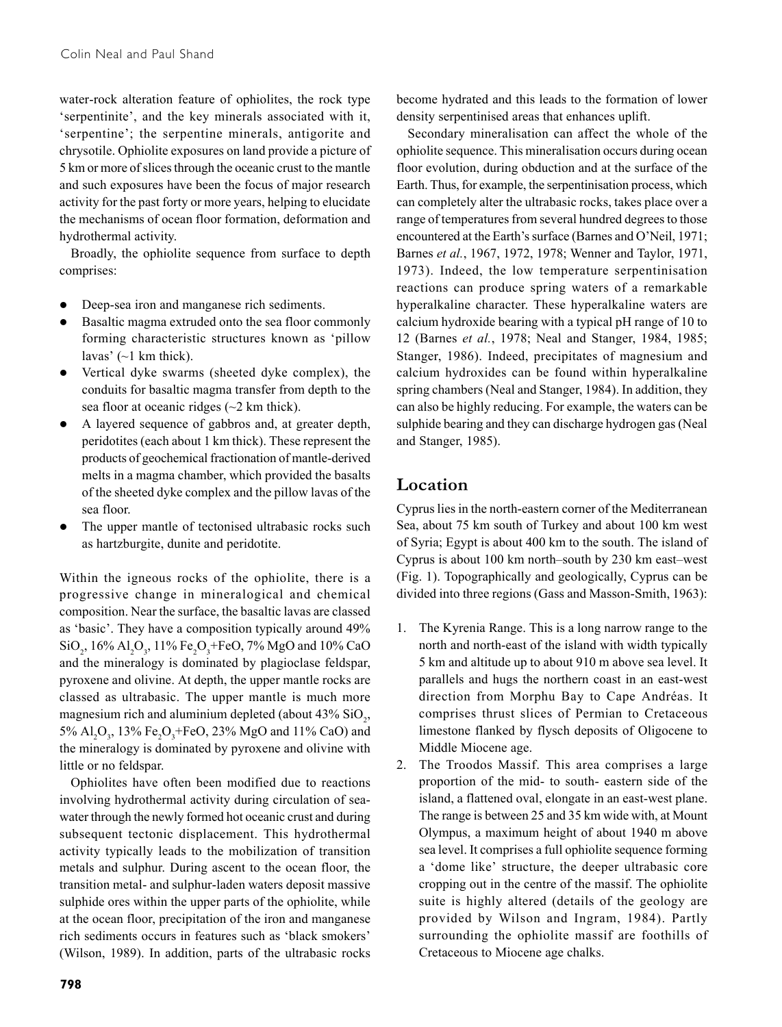water-rock alteration feature of ophiolites, the rock type 'serpentinite', and the key minerals associated with it, 'serpentine'; the serpentine minerals, antigorite and chrysotile. Ophiolite exposures on land provide a picture of 5 km or more of slices through the oceanic crust to the mantle and such exposures have been the focus of major research activity for the past forty or more years, helping to elucidate the mechanisms of ocean floor formation, deformation and hydrothermal activity.

Broadly, the ophiolite sequence from surface to depth comprises:

- Deep-sea iron and manganese rich sediments.
- Basaltic magma extruded onto the sea floor commonly forming characteristic structures known as 'pillow lavas' (~1 km thick).
- Vertical dyke swarms (sheeted dyke complex), the conduits for basaltic magma transfer from depth to the sea floor at oceanic ridges (~2 km thick).
- A layered sequence of gabbros and, at greater depth, peridotites (each about 1 km thick). These represent the products of geochemical fractionation of mantle-derived melts in a magma chamber, which provided the basalts of the sheeted dyke complex and the pillow lavas of the sea floor.
- The upper mantle of tectonised ultrabasic rocks such as hartzburgite, dunite and peridotite.

Within the igneous rocks of the ophiolite, there is a progressive change in mineralogical and chemical composition. Near the surface, the basaltic lavas are classed as 'basic'. They have a composition typically around 49% $SiO_2$, 16% $Al_2O_3$, 11% $Fe_2O_3$+FeO, 7% MgO and 10% CaO and the mineralogy is dominated by plagioclase feldspar, pyroxene and olivine. At depth, the upper mantle rocks are classed as ultrabasic. The upper mantle is much more magnesium rich and aluminium depleted (about 43% $SiO_2$, 5% $Al_2O_3$, 13% $Fe_2O_3$+FeO, 23% MgO and 11% CaO) and the mineralogy is dominated by pyroxene and olivine with little or no feldspar.

Ophiolites have often been modified due to reactions involving hydrothermal activity during circulation of sea-water through the newly formed hot oceanic crust and during subsequent tectonic displacement. This hydrothermal activity typically leads to the mobilization of transition metals and sulphur. During ascent to the ocean floor, the transition metal- and sulphur-laden waters deposit massive sulphide ores within the upper parts of the ophiolite, while at the ocean floor, precipitation of the iron and manganese rich sediments occurs in features such as 'black smokers' (Wilson, 1989). In addition, parts of the ultrabasic rocks become hydrated and this leads to the formation of lower density serpentinised areas that enhances uplift.

Secondary mineralisation can affect the whole of the ophiolite sequence. This mineralisation occurs during ocean floor evolution, during obduction and at the surface of the Earth. Thus, for example, the serpentinisation process, which can completely alter the ultrabasic rocks, takes place over a range of temperatures from several hundred degrees to those encountered at the Earth's surface (Barnes and O'Neil, 1971; Barnes *et al.*, 1967, 1972, 1978; Wenner and Taylor, 1971, 1973). Indeed, the low temperature serpentinisation reactions can produce spring waters of a remarkable hyperalkaline character. These hyperalkaline waters are calcium hydroxide bearing with a typical pH range of 10 to 12 (Barnes *et al.*, 1978; Neal and Stanger, 1984, 1985; Stanger, 1986). Indeed, precipitates of magnesium and calcium hydroxides can be found within hyperalkaline spring chambers (Neal and Stanger, 1984). In addition, they can also be highly reducing. For example, the waters can be sulphide bearing and they can discharge hydrogen gas (Neal and Stanger, 1985).

## Location

Cyprus lies in the north-eastern corner of the Mediterranean Sea, about 75 km south of Turkey and about 100 km west of Syria; Egypt is about 400 km to the south. The island of Cyprus is about 100 km north–south by 230 km east–west (Fig. 1). Topographically and geologically, Cyprus can be divided into three regions (Gass and Masson-Smith, 1963):

1. The Kyrenia Range. This is a long narrow range to the north and north-east of the island with width typically 5 km and altitude up to about 910 m above sea level. It parallels and hugs the northern coast in an east-west direction from Morphu Bay to Cape Andréas. It comprises thrust slices of Permian to Cretaceous limestone flanked by flysch deposits of Oligocene to Middle Miocene age.
2. The Troodos Massif. This area comprises a large proportion of the mid- to south- eastern side of the island, a flattened oval, elongate in an east-west plane. The range is between 25 and 35 km wide with, at Mount Olympus, a maximum height of about 1940 m above sea level. It comprises a full ophiolite sequence forming a 'dome like' structure, the deeper ultrabasic core cropping out in the centre of the massif. The ophiolite suite is highly altered (details of the geology are provided by Wilson and Ingram, 1984). Partly surrounding the ophiolite massif are foothills of Cretaceous to Miocene age chalks.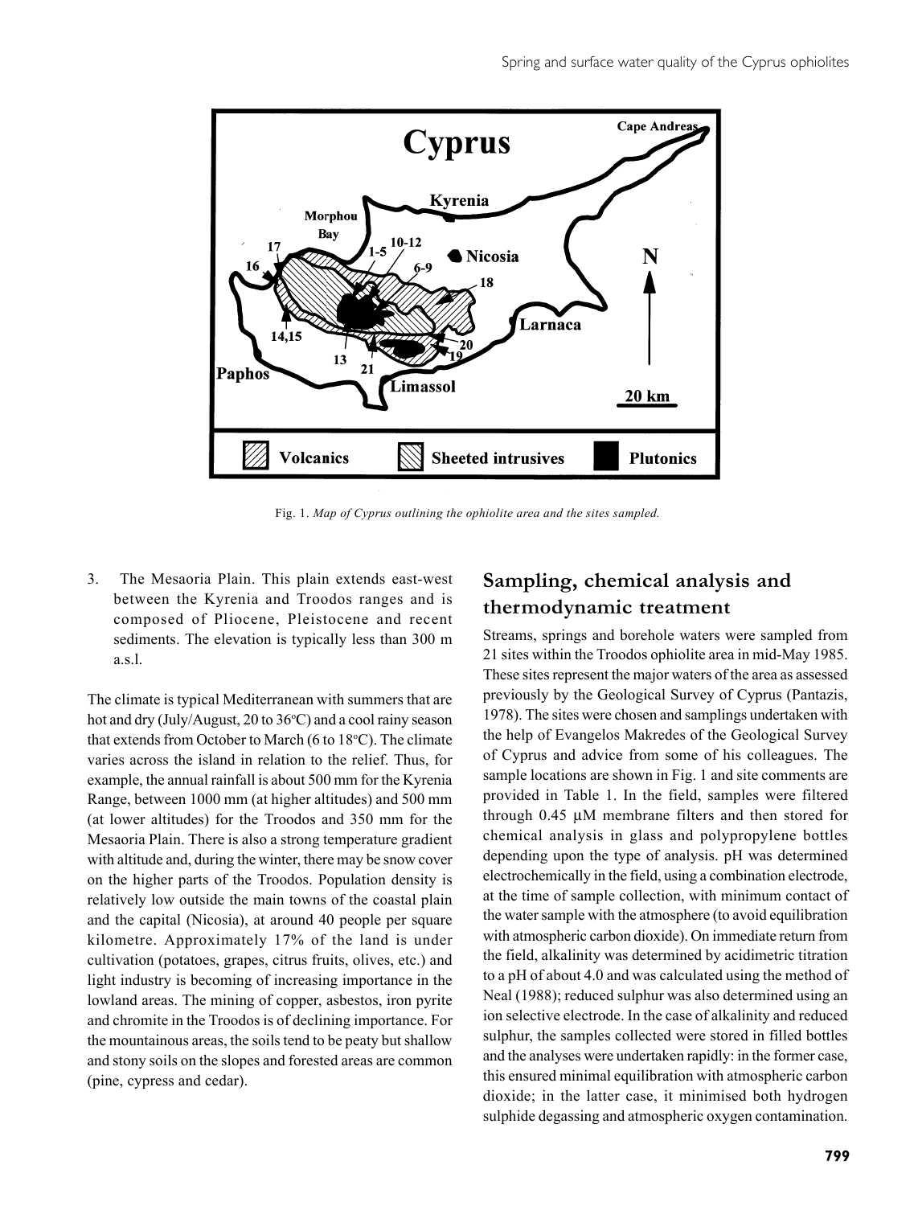Fig. 1. *Map of Cyprus outlining the ophiolite area and the sites sampled.*

3. The Mesaoria Plain. This plain extends east-west between the Kyrenia and Troodos ranges and is composed of Pliocene, Pleistocene and recent sediments. The elevation is typically less than 300 m a.s.l.

The climate is typical Mediterranean with summers that are hot and dry (July/August, 20 to 36°C) and a cool rainy season that extends from October to March (6 to 18°C). The climate varies across the island in relation to the relief. Thus, for example, the annual rainfall is about 500 mm for the Kyrenia Range, between 1000 mm (at higher altitudes) and 500 mm (at lower altitudes) for the Troodos and 350 mm for the Mesaoria Plain. There is also a strong temperature gradient with altitude and, during the winter, there may be snow cover on the higher parts of the Troodos. Population density is relatively low outside the main towns of the coastal plain and the capital (Nicosia), at around 40 people per square kilometre. Approximately 17% of the land is under cultivation (potatoes, grapes, citrus fruits, olives, etc.) and light industry is becoming of increasing importance in the lowland areas. The mining of copper, asbestos, iron pyrite and chromite in the Troodos is of declining importance. For the mountainous areas, the soils tend to be peaty but shallow and stony soils on the slopes and forested areas are common (pine, cypress and cedar).

## Sampling, chemical analysis and thermodynamic treatment

Streams, springs and borehole waters were sampled from 21 sites within the Troodos ophiolite area in mid-May 1985. These sites represent the major waters of the area as assessed previously by the Geological Survey of Cyprus (Pantazis, 1978). The sites were chosen and samplings undertaken with the help of Evangelos Makredes of the Geological Survey of Cyprus and advice from some of his colleagues. The sample locations are shown in Fig. 1 and site comments are provided in Table 1. In the field, samples were filtered through 0.45 µM membrane filters and then stored for chemical analysis in glass and polypropylene bottles depending upon the type of analysis. pH was determined electrochemically in the field, using a combination electrode, at the time of sample collection, with minimum contact of the water sample with the atmosphere (to avoid equilibration with atmospheric carbon dioxide). On immediate return from the field, alkalinity was determined by acidimetric titration to a pH of about 4.0 and was calculated using the method of Neal (1988); reduced sulphur was also determined using an ion selective electrode. In the case of alkalinity and reduced sulphur, the samples collected were stored in filled bottles and the analyses were undertaken rapidly: in the former case, this ensured minimal equilibration with atmospheric carbon dioxide; in the latter case, it minimised both hydrogen sulphide degassing and atmospheric oxygen contamination.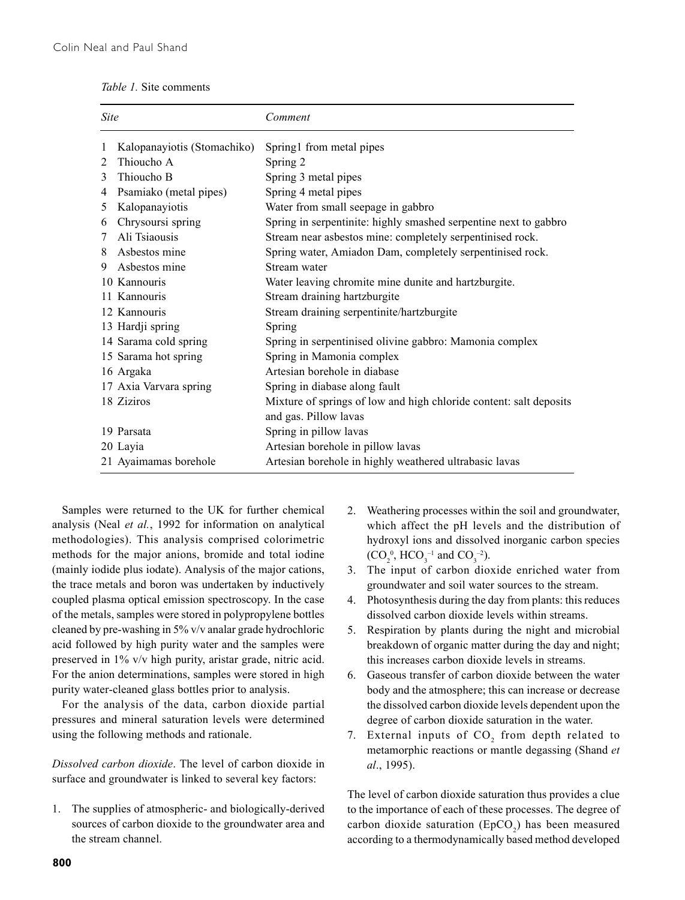*Table 1.* Site comments

| Site | Comment |
|---|---|
| 1 Kalopanayiotis (Stomachiko) | Spring1 from metal pipes |
| 2 Thioucho A | Spring 2 |
| 3 Thioucho B | Spring 3 metal pipes |
| 4 Psamiako (metal pipes) | Spring 4 metal pipes |
| 5 Kalopanayiotis | Water from small seepage in gabbro |
| 6 Chrysoursi spring | Spring in serpentinite: highly smashed serpentine next to gabbro |
| 7 Ali Tsiaousis | Stream near asbestos mine: completely serpentinised rock. |
| 8 Asbestos mine | Spring water, Amiadon Dam, completely serpentinised rock. |
| 9 Asbestos mine | Stream water |
| 10 Kannouris | Water leaving chromite mine dunite and hartzburgite. |
| 11 Kannouris | Stream draining hartzburgite |
| 12 Kannouris | Stream draining serpentinite/hartzburgite |
| 13 Hardji spring | Spring |
| 14 Sarama cold spring | Spring in serpentinised olivine gabbro: Mamonia complex |
| 15 Sarama hot spring | Spring in Mamonia complex |
| 16 Argaka | Artesian borehole in diabase |
| 17 Axia Varvara spring | Spring in diabase along fault |
| 18 Ziziros | Mixture of springs of low and high chloride content: salt deposits and gas. Pillow lavas |
| 19 Parsata | Spring in pillow lavas |
| 20 Layia | Artesian borehole in pillow lavas |
| 21 Ayaimamas borehole | Artesian borehole in highly weathered ultrabasic lavas |

Samples were returned to the UK for further chemical analysis (Neal *et al.*, 1992 for information on analytical methodologies). This analysis comprised colorimetric methods for the major anions, bromide and total iodine (mainly iodide plus iodate). Analysis of the major cations, the trace metals and boron was undertaken by inductively coupled plasma optical emission spectroscopy. In the case of the metals, samples were stored in polypropylene bottles cleaned by pre-washing in 5% v/v analar grade hydrochloric acid followed by high purity water and the samples were preserved in 1% v/v high purity, aristar grade, nitric acid. For the anion determinations, samples were stored in high purity water-cleaned glass bottles prior to analysis.

For the analysis of the data, carbon dioxide partial pressures and mineral saturation levels were determined using the following methods and rationale.

*Dissolved carbon dioxide*. The level of carbon dioxide in surface and groundwater is linked to several key factors:

1. The supplies of atmospheric- and biologically-derived sources of carbon dioxide to the groundwater area and the stream channel.
2. Weathering processes within the soil and groundwater, which affect the pH levels and the distribution of hydroxyl ions and dissolved inorganic carbon species ($CO_2^0$, $HCO_3^{-1}$ and $CO_3^{-2}$).
3. The input of carbon dioxide enriched water from groundwater and soil water sources to the stream.
4. Photosynthesis during the day from plants: this reduces dissolved carbon dioxide levels within streams.
5. Respiration by plants during the night and microbial breakdown of organic matter during the day and night; this increases carbon dioxide levels in streams.
6. Gaseous transfer of carbon dioxide between the water body and the atmosphere; this can increase or decrease the dissolved carbon dioxide levels dependent upon the degree of carbon dioxide saturation in the water.
7. External inputs of $CO_2$ from depth related to metamorphic reactions or mantle degassing (Shand *et al*., 1995).

The level of carbon dioxide saturation thus provides a clue to the importance of each of these processes. The degree of carbon dioxide saturation ($EpCO_2$) has been measured according to a thermodynamically based method developed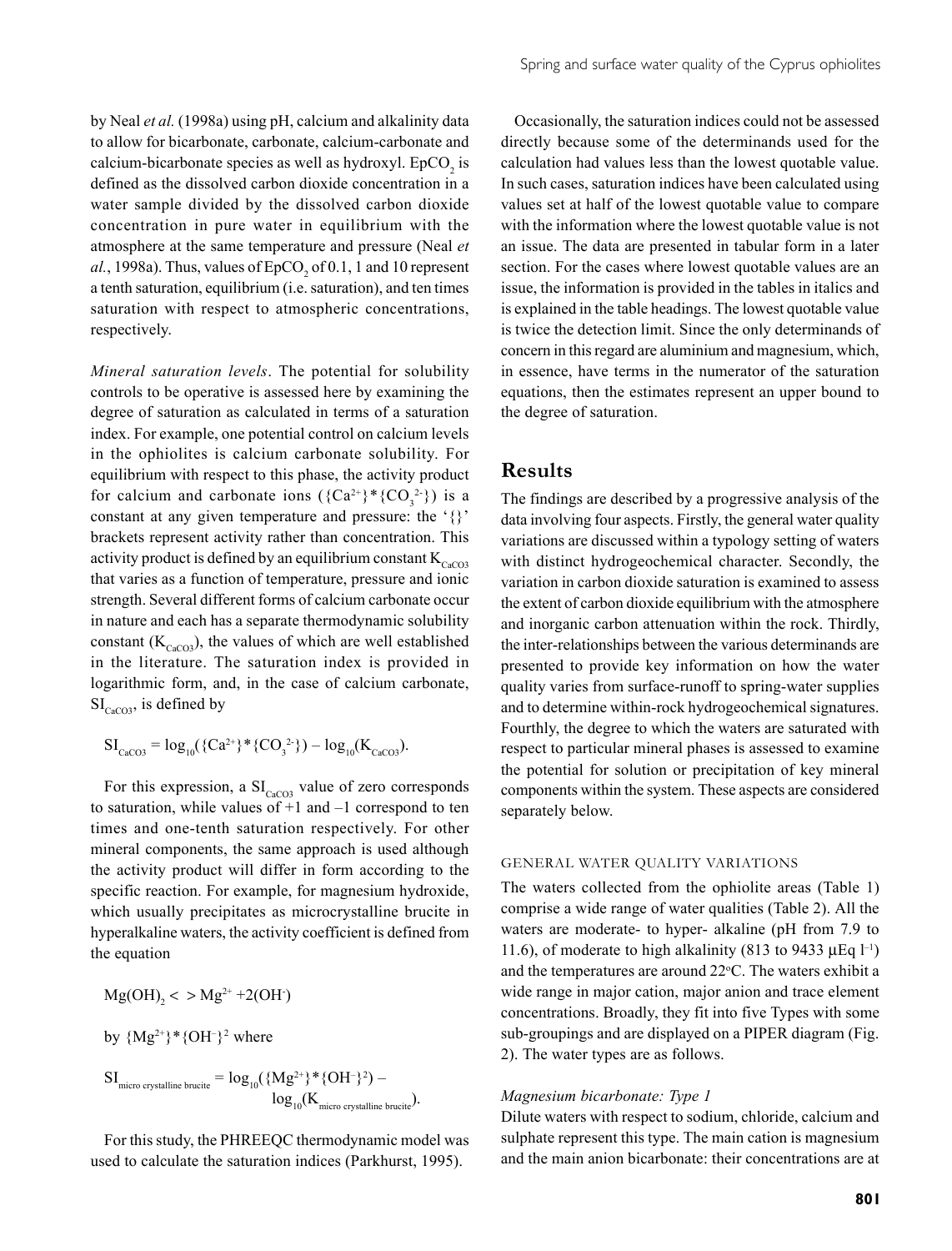by Neal *et al.* (1998a) using pH, calcium and alkalinity data to allow for bicarbonate, carbonate, calcium-carbonate and calcium-bicarbonate species as well as hydroxyl. $EpCO_2$ is defined as the dissolved carbon dioxide concentration in a water sample divided by the dissolved carbon dioxide concentration in pure water in equilibrium with the atmosphere at the same temperature and pressure (Neal *et al.*, 1998a). Thus, values of $EpCO_2$ of 0.1, 1 and 10 represent a tenth saturation, equilibrium (i.e. saturation), and ten times saturation with respect to atmospheric concentrations, respectively.

*Mineral saturation levels*. The potential for solubility controls to be operative is assessed here by examining the degree of saturation as calculated in terms of a saturation index. For example, one potential control on calcium levels in the ophiolites is calcium carbonate solubility. For equilibrium with respect to this phase, the activity product for calcium and carbonate ions ($\{Ca^{2+}\}*\{CO_3^{2-}\}$) is a constant at any given temperature and pressure: the '{}' brackets represent activity rather than concentration. This activity product is defined by an equilibrium constant $K_{CaCO3}$ that varies as a function of temperature, pressure and ionic strength. Several different forms of calcium carbonate occur in nature and each has a separate thermodynamic solubility constant ($K_{CaCO3}$), the values of which are well established in the literature. The saturation index is provided in logarithmic form, and, in the case of calcium carbonate, $SI_{CaCO3}$, is defined by

$$SI_{CaCO3} = \log_{10}(\{Ca^{2+}\}*\{CO_3^{2-}\}) - \log_{10}(K_{CaCO3}).$$

For this expression, a $SI_{CaCO3}$ value of zero corresponds to saturation, while values of +1 and –1 correspond to ten times and one-tenth saturation respectively. For other mineral components, the same approach is used although the activity product will differ in form according to the specific reaction. For example, for magnesium hydroxide, which usually precipitates as microcrystalline brucite in hyperalkaline waters, the activity coefficient is defined from the equation

$$Mg(OH)_2 <> Mg^{2+} + 2(OH^-)$$

by $\{Mg^{2+}\}*\{OH^-\}^2$ where

$$SI_{micro\ crystalline\ brucite} = \log_{10}(\{Mg^{2+}\}*\{OH^-\}^2) - \log_{10}(K_{micro\ crystalline\ brucite}).$$

For this study, the PHREEQC thermodynamic model was used to calculate the saturation indices (Parkhurst, 1995).

Occasionally, the saturation indices could not be assessed directly because some of the determinands used for the calculation had values less than the lowest quotable value. In such cases, saturation indices have been calculated using values set at half of the lowest quotable value to compare with the information where the lowest quotable value is not an issue. The data are presented in tabular form in a later section. For the cases where lowest quotable values are an issue, the information is provided in the tables in italics and is explained in the table headings. The lowest quotable value is twice the detection limit. Since the only determinands of concern in this regard are aluminium and magnesium, which, in essence, have terms in the numerator of the saturation equations, then the estimates represent an upper bound to the degree of saturation.

## Results

The findings are described by a progressive analysis of the data involving four aspects. Firstly, the general water quality variations are discussed within a typology setting of waters with distinct hydrogeochemical character. Secondly, the variation in carbon dioxide saturation is examined to assess the extent of carbon dioxide equilibrium with the atmosphere and inorganic carbon attenuation within the rock. Thirdly, the inter-relationships between the various determinands are presented to provide key information on how the water quality varies from surface-runoff to spring-water supplies and to determine within-rock hydrogeochemical signatures. Fourthly, the degree to which the waters are saturated with respect to particular mineral phases is assessed to examine the potential for solution or precipitation of key mineral components within the system. These aspects are considered separately below.

### GENERAL WATER QUALITY VARIATIONS

The waters collected from the ophiolite areas (Table 1) comprise a wide range of water qualities (Table 2). All the waters are moderate- to hyper- alkaline (pH from 7.9 to 11.6), of moderate to high alkalinity (813 to 9433 $\mu Eq\ l^{-1}$) and the temperatures are around 22°C. The waters exhibit a wide range in major cation, major anion and trace element concentrations. Broadly, they fit into five Types with some sub-groupings and are displayed on a PIPER diagram (Fig. 2). The water types are as follows.

*Magnesium bicarbonate: Type 1*

Dilute waters with respect to sodium, chloride, calcium and sulphate represent this type. The main cation is magnesium and the main anion bicarbonate: their concentrations are at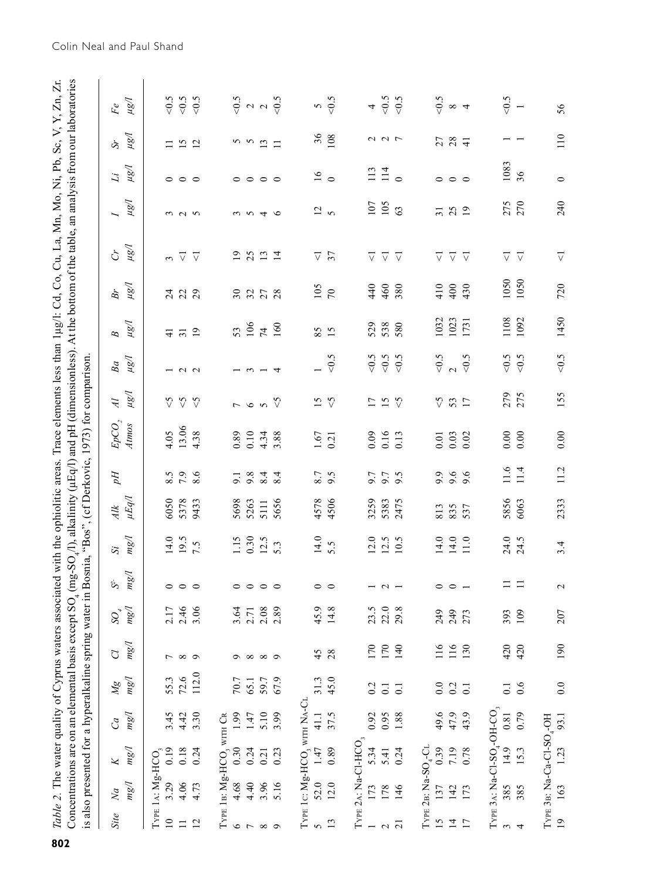*Table 2.* The water quality of Cyprus waters associated with the ophiolitic areas. Trace elements less than 1µg/l: Cd, Co, Cu, La, Mn, Mo, Ni, Pb, Sc, V, Y, Zn, Zr. Concentrations are on an elemental basis except $SO_4$ (mg-$SO_4$/l), alkalinity (µEq/l) and pH (dimensionless). At the bottom of the table, an analysis from our laboratories is also presented for a hyperalkaline spring water in Bosnia, "Bos", (cf Derkovic, 1973) for comparison.

| Site | Na mg/l | K mg/l | Ca mg/l | Mg mg/l | Cl mg/l | $SO_4$ mg/l | $S^{2-}$ mg/l | Si mg/l | Alk µEq/l | pH | $EpCO_2$ Atmos | Al µg/l | Ba µg/l | B µg/l | Br µg/l | Cr µg/l | I µg/l | Li µg/l | Sr µg/l | Fe µg/l |
|---|---|---|---|---|---|---|---|---|---|---|---|---|---|---|---|---|---|---|---|---|
| Type 1a: Mg-$HCO_3$ | | | | | | | | | | | | | | | | | | | | |
| 10 | 3.29 | 0.19 | 3.45 | 55.3 | 7 | 2.17 | 0 | 14.0 | 6050 | 8.5 | 4.05 | <5 | 1 | 41 | 24 | 3 | 3 | 0 | 11 | <0.5 |
| 11 | 4.06 | 0.18 | 4.42 | 72.6 | 8 | 2.46 | 0 | 19.5 | 5378 | 7.9 | 13.06 | <5 | 2 | 31 | 22 | <1 | 2 | 0 | 15 | <0.5 |
| 12 | 4.73 | 0.24 | 3.30 | 112.0 | 9 | 3.06 | 0 | 7.5 | 9433 | 8.6 | 4.38 | <5 | 2 | 19 | 29 | <1 | 5 | 0 | 12 | <0.5 |
| Type 1b: Mg-$HCO_3$ with Cr | | | | | | | | | | | | | | | | | | | | |
| 6 | 4.68 | 0.30 | 1.99 | 70.7 | 9 | 3.64 | 0 | 1.15 | 5698 | 9.1 | 0.89 | 7 | 1 | 53 | 30 | 19 | 3 | 0 | 5 | <0.5 |
| 7 | 4.40 | 0.24 | 1.47 | 65.1 | 8 | 2.71 | 0 | 0.30 | 5263 | 9.8 | 0.10 | 6 | 3 | 106 | 32 | 25 | 5 | 0 | 5 | 2 |
| 8 | 3.96 | 0.21 | 5.10 | 59.7 | 8 | 2.08 | 0 | 12.5 | 5111 | 8.4 | 4.34 | 5 | 1 | 74 | 27 | 13 | 4 | 0 | 13 | 2 |
| 9 | 5.16 | 0.23 | 3.99 | 67.9 | 9 | 2.89 | 0 | 5.3 | 5656 | 8.4 | 3.88 | <5 | 4 | 160 | 28 | 14 | 6 | 0 | 11 | <0.5 |
| Type 1c: Mg-$HCO_3$ with Na-Cl | | | | | | | | | | | | | | | | | | | | |
| 5 | 52.0 | 1.47 | 41.1 | 31.3 | 45 | 45.9 | 0 | 14.0 | 4578 | 8.7 | 1.67 | 15 | 1 | 85 | 105 | <1 | 12 | 16 | 36 | 5 |
| 13 | 12.0 | 0.89 | 37.5 | 45.0 | 28 | 14.8 | 0 | 5.5 | 4506 | 9.5 | 0.21 | <5 | <0.5 | 15 | 70 | 37 | 5 | 0 | 108 | <0.5 |
| Type 2a: Na-Cl-$HCO_3$ | | | | | | | | | | | | | | | | | | | | |
| 1 | 173 | 5.34 | 0.92 | 0.2 | 170 | 23.5 | 1 | 12.0 | 3259 | 9.7 | 0.09 | 17 | <0.5 | 529 | 440 | <1 | 107 | 113 | 2 | 4 |
| 2 | 178 | 5.41 | 0.95 | 0.1 | 170 | 22.0 | 2 | 12.5 | 5383 | 9.7 | 0.16 | 15 | <0.5 | 538 | 460 | <1 | 105 | 114 | 2 | <0.5 |
| 21 | 146 | 0.24 | 1.88 | 0.1 | 140 | 29.8 | 1 | 10.5 | 2475 | 9.5 | 0.13 | <5 | <0.5 | 580 | 380 | <1 | 63 | 0 | 7 | <0.5 |
| Type 2b: Na-$SO_4$-Cl | | | | | | | | | | | | | | | | | | | | |
| 15 | 137 | 0.39 | 49.6 | 0.0 | 116 | 249 | 0 | 14.0 | 813 | 9.9 | 0.01 | <5 | <0.5 | 1032 | 410 | <1 | 31 | 0 | 27 | <0.5 |
| 14 | 142 | 7.19 | 47.9 | 0.2 | 116 | 249 | 0 | 14.0 | 835 | 9.6 | 0.03 | 53 | 2 | 1023 | 400 | <1 | 25 | 0 | 28 | 8 |
| 17 | 173 | 0.78 | 43.9 | 0.1 | 130 | 273 | 1 | 11.0 | 537 | 9.6 | 0.02 | 17 | <0.5 | 1731 | 430 | <1 | 19 | 0 | 41 | 4 |
| Type 3a: Na-Cl-$SO_4$-OH-$CO_3$ | | | | | | | | | | | | | | | | | | | | |
| 3 | 385 | 14.9 | 0.81 | 0.1 | 420 | 393 | 11 | 24.0 | 5856 | 11.6 | 0.00 | 279 | <0.5 | 1108 | 1050 | <1 | 275 | 1083 | 1 | <0.5 |
| 4 | 385 | 15.3 | 0.79 | 0.6 | 420 | 109 | 11 | 24.5 | 6063 | 11.4 | 0.00 | 275 | <0.5 | 1092 | 1050 | <1 | 270 | 36 | 1 | 1 |
| Type 3b: Na-Ca-Cl-$SO_4$-OH | | | | | | | | | | | | | | | | | | | | |
| 19 | 163 | 1.23 | 93.1 | 0.0 | 190 | 207 | 2 | 3.4 | 2333 | 11.2 | 0.00 | 155 | <0.5 | 1450 | 720 | <1 | 240 | 0 | 110 | 56 |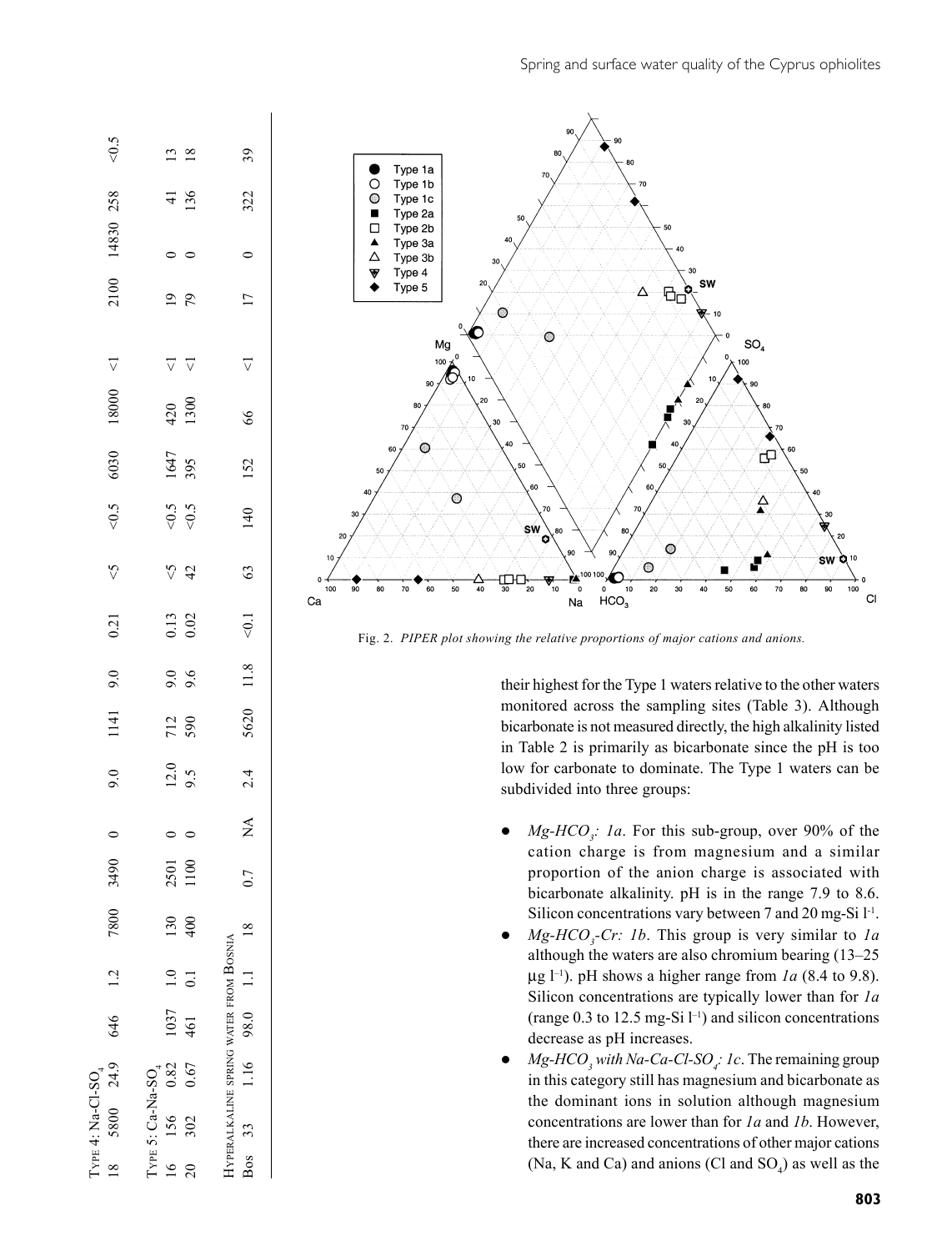| | | | | | | | | | | | | | | | | | | | | |
|---|---|---|---|---|---|---|---|---|---|---|---|---|---|---|---|---|---|---|---|---|
| Type 4: Na-Cl-$SO_4$ | | | | | | | | | | | | | | | | | | | | |
| 18 | 5800 | 24.9 | 646 | 1.2 | 7800 | 3490 | 0 | 9.0 | 1141 | 9.0 | 0.21 | <5 | <0.5 | 6030 | 18000 | <1 | 2100 | 14830 | 258 | <0.5 |
| Type 5: Ca-Na-$SO_4$ | | | | | | | | | | | | | | | | | | | | |
| 16 | 156 | 0.82 | 1037 | 1.0 | 130 | 2501 | 0 | 12.0 | 712 | 9.0 | 0.13 | <5 | <0.5 | 1647 | 420 | <1 | 19 | 0 | 41 | 13 |
| 20 | 302 | 0.67 | 461 | 0.1 | 400 | 1100 | 0 | 9.5 | 590 | 9.6 | 0.02 | 42 | <0.5 | 395 | 1300 | <1 | 79 | 0 | 136 | 18 |
| Hyperalkaline spring water from Bosnia | | | | | | | | | | | | | | | | | | | | |
| Bos | 33 | 1.16 | 98.0 | 1.1 | 18 | 0.7 | NA | 2.4 | 5620 | 11.8 | <0.1 | 63 | 140 | 152 | 66 | <1 | 17 | 0 | 322 | 39 |

Fig. 2. *PIPER plot showing the relative proportions of major cations and anions.*

their highest for the Type 1 waters relative to the other waters monitored across the sampling sites (Table 3). Although bicarbonate is not measured directly, the high alkalinity listed in Table 2 is primarily as bicarbonate since the pH is too low for carbonate to dominate. The Type 1 waters can be subdivided into three groups:

- *Mg-$HCO_3$: 1a*. For this sub-group, over 90% of the cation charge is from magnesium and a similar proportion of the anion charge is associated with bicarbonate alkalinity. pH is in the range 7.9 to 8.6. Silicon concentrations vary between 7 and 20 mg-Si $l^{-1}$.
- *Mg-$HCO_3$-Cr: 1b*. This group is very similar to *1a* although the waters are also chromium bearing (13–25 μg $l^{-1}$). pH shows a higher range from *1a* (8.4 to 9.8). Silicon concentrations are typically lower than for *1a* (range 0.3 to 12.5 mg-Si $l^{-1}$) and silicon concentrations decrease as pH increases.
- *Mg-$HCO_3$ with Na-Ca-Cl-$SO_4$: 1c*. The remaining group in this category still has magnesium and bicarbonate as the dominant ions in solution although magnesium concentrations are lower than for *1a* and *1b*. However, there are increased concentrations of other major cations (Na, K and Ca) and anions (Cl and $SO_4$) as well as the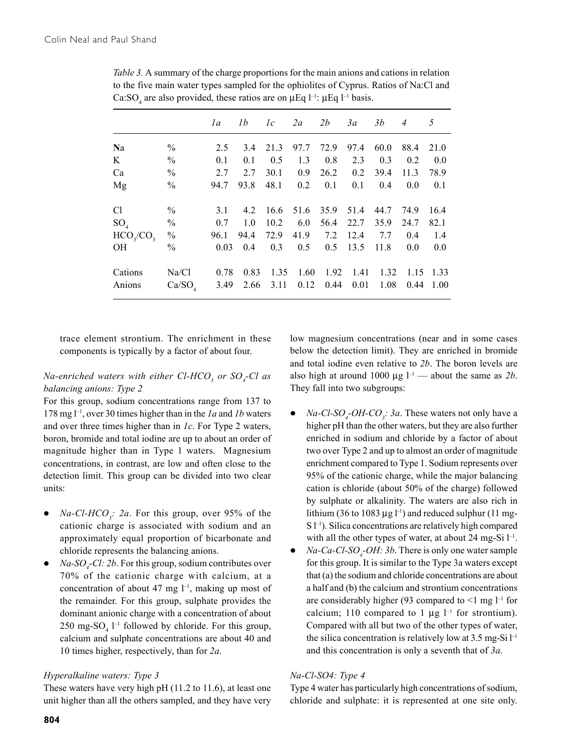*Table 3.* A summary of the charge proportions for the main anions and cations in relation to the five main water types sampled for the ophiolites of Cyprus. Ratios of Na:Cl and Ca:$SO_4$ are also provided, these ratios are on μEq $l^{-1}$: μEq $l^{-1}$ basis.

| | | *1a* | *1b* | *1c* | *2a* | *2b* | *3a* | *3b* | *4* | *5* |
|---|---|---|---|---|---|---|---|---|---|---|
| Na | % | 2.5 | 3.4 | 21.3 | 97.7 | 72.9 | 97.4 | 60.0 | 88.4 | 21.0 |
| K | % | 0.1 | 0.1 | 0.5 | 1.3 | 0.8 | 2.3 | 0.3 | 0.2 | 0.0 |
| Ca | % | 2.7 | 2.7 | 30.1 | 0.9 | 26.2 | 0.2 | 39.4 | 11.3 | 78.9 |
| Mg | % | 94.7 | 93.8 | 48.1 | 0.2 | 0.1 | 0.1 | 0.4 | 0.0 | 0.1 |
| Cl | % | 3.1 | 4.2 | 16.6 | 51.6 | 35.9 | 51.4 | 44.7 | 74.9 | 16.4 |
| $SO_4$ | % | 0.7 | 1.0 | 10.2 | 6.0 | 56.4 | 22.7 | 35.9 | 24.7 | 82.1 |
| $HCO_3$/$CO_3$ | % | 96.1 | 94.4 | 72.9 | 41.9 | 7.2 | 12.4 | 7.7 | 0.4 | 1.4 |
| OH | % | 0.03 | 0.4 | 0.3 | 0.5 | 0.5 | 13.5 | 11.8 | 0.0 | 0.0 |
| Cations | Na/Cl | 0.78 | 0.83 | 1.35 | 1.60 | 1.92 | 1.41 | 1.32 | 1.15 | 1.33 |
| Anions | Ca/$SO_4$ | 3.49 | 2.66 | 3.11 | 0.12 | 0.44 | 0.01 | 1.08 | 0.44 | 1.00 |

trace element strontium. The enrichment in these components is typically by a factor of about four.

### *Na-enriched waters with either Cl-$HCO_3$ or $SO_4$-Cl as balancing anions: Type 2*

For this group, sodium concentrations range from 137 to 178 mg $l^{-1}$, over 30 times higher than in the *1a* and *1b* waters and over three times higher than in *1c*. For Type 2 waters, boron, bromide and total iodine are up to about an order of magnitude higher than in Type 1 waters. Magnesium concentrations, in contrast, are low and often close to the detection limit. This group can be divided into two clear units:

- *Na-Cl-$HCO_3$: 2a*. For this group, over 95% of the cationic charge is associated with sodium and an approximately equal proportion of bicarbonate and chloride represents the balancing anions.
- *Na-$SO_4$-Cl: 2b*. For this group, sodium contributes over 70% of the cationic charge with calcium, at a concentration of about 47 mg $l^{-1}$, making up most of the remainder. For this group, sulphate provides the dominant anionic charge with a concentration of about 250 mg-$SO_4$ $l^{-1}$ followed by chloride. For this group, calcium and sulphate concentrations are about 40 and 10 times higher, respectively, than for *2a*.

### *Hyperalkaline waters: Type 3*

These waters have very high pH (11.2 to 11.6), at least one unit higher than all the others sampled, and they have very low magnesium concentrations (near and in some cases below the detection limit). They are enriched in bromide and total iodine even relative to *2b*. The boron levels are also high at around 1000 μg $l^{-1}$ — about the same as *2b*. They fall into two subgroups:

- *Na-Cl-$SO_4$-OH-$CO_3$: 3a*. These waters not only have a higher pH than the other waters, but they are also further enriched in sodium and chloride by a factor of about two over Type 2 and up to almost an order of magnitude enrichment compared to Type 1. Sodium represents over 95% of the cationic charge, while the major balancing cation is chloride (about 50% of the charge) followed by sulphate or alkalinity. The waters are also rich in lithium (36 to 1083 μg $l^{-1}$) and reduced sulphur (11 mg-S $l^{-1}$). Silica concentrations are relatively high compared with all the other types of water, at about 24 mg-Si $l^{-1}$.
- *Na-Ca-Cl-$SO_4$-OH: 3b*. There is only one water sample for this group. It is similar to the Type 3a waters except that (a) the sodium and chloride concentrations are about a half and (b) the calcium and strontium concentrations are considerably higher (93 compared to <1 mg $l^{-1}$ for calcium; 110 compared to 1 μg $l^{-1}$ for strontium). Compared with all but two of the other types of water, the silica concentration is relatively low at 3.5 mg-Si $l^{-1}$ and this concentration is only a seventh that of *3a*.

### *Na-Cl-SO4: Type 4*

Type 4 water has particularly high concentrations of sodium, chloride and sulphate: it is represented at one site only.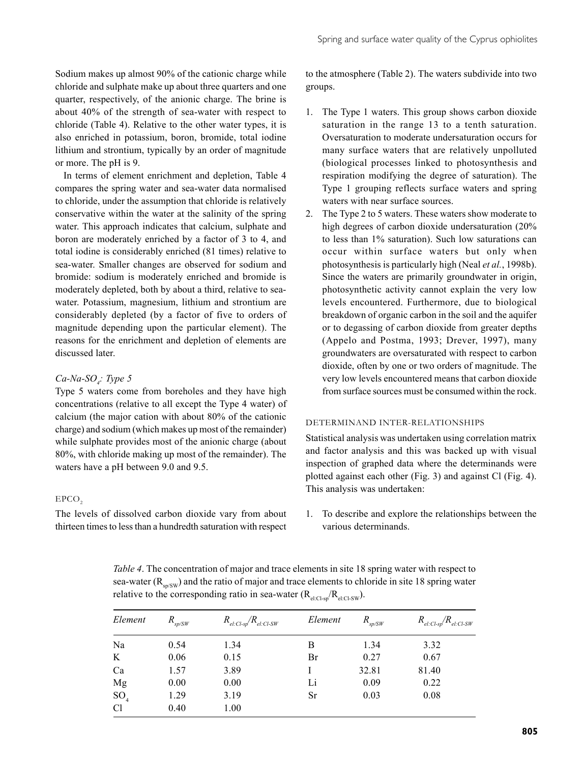Sodium makes up almost 90% of the cationic charge while chloride and sulphate make up about three quarters and one quarter, respectively, of the anionic charge. The brine is about 40% of the strength of sea-water with respect to chloride (Table 4). Relative to the other water types, it is also enriched in potassium, boron, bromide, total iodine lithium and strontium, typically by an order of magnitude or more. The pH is 9.

In terms of element enrichment and depletion, Table 4 compares the spring water and sea-water data normalised to chloride, under the assumption that chloride is relatively conservative within the water at the salinity of the spring water. This approach indicates that calcium, sulphate and boron are moderately enriched by a factor of 3 to 4, and total iodine is considerably enriched (81 times) relative to sea-water. Smaller changes are observed for sodium and bromide: sodium is moderately enriched and bromide is moderately depleted, both by about a third, relative to sea-water. Potassium, magnesium, lithium and strontium are considerably depleted (by a factor of five to orders of magnitude depending upon the particular element). The reasons for the enrichment and depletion of elements are discussed later.

### *Ca-Na-$SO_4$: Type 5*

Type 5 waters come from boreholes and they have high concentrations (relative to all except the Type 4 water) of calcium (the major cation with about 80% of the cationic charge) and sodium (which makes up most of the remainder) while sulphate provides most of the anionic charge (about 80%, with chloride making up most of the remainder). The waters have a pH between 9.0 and 9.5.

## $EPCO_2$

The levels of dissolved carbon dioxide vary from about thirteen times to less than a hundredth saturation with respect to the atmosphere (Table 2). The waters subdivide into two groups.

1. The Type 1 waters. This group shows carbon dioxide saturation in the range 13 to a tenth saturation. Oversaturation to moderate undersaturation occurs for many surface waters that are relatively unpolluted (biological processes linked to photosynthesis and respiration modifying the degree of saturation). The Type 1 grouping reflects surface waters and spring waters with near surface sources.
2. The Type 2 to 5 waters. These waters show moderate to high degrees of carbon dioxide undersaturation (20% to less than 1% saturation). Such low saturations can occur within surface waters but only when photosynthesis is particularly high (Neal *et al.*, 1998b). Since the waters are primarily groundwater in origin, photosynthetic activity cannot explain the very low levels encountered. Furthermore, due to biological breakdown of organic carbon in the soil and the aquifer or to degassing of carbon dioxide from greater depths (Appelo and Postma, 1993; Drever, 1997), many groundwaters are oversaturated with respect to carbon dioxide, often by one or two orders of magnitude. The very low levels encountered means that carbon dioxide from surface sources must be consumed within the rock.

## DETERMINAND INTER-RELATIONSHIPS

Statistical analysis was undertaken using correlation matrix and factor analysis and this was backed up with visual inspection of graphed data where the determinands were plotted against each other (Fig. 3) and against Cl (Fig. 4). This analysis was undertaken:

1. To describe and explore the relationships between the various determinands.

*Table 4*. The concentration of major and trace elements in site 18 spring water with respect to sea-water ($R_{sp/SW}$) and the ratio of major and trace elements to chloride in site 18 spring water relative to the corresponding ratio in sea-water ($R_{el:Cl\text{-}sp}/R_{el:Cl\text{-}SW}$).

| *Element* | $R_{sp/SW}$ | $R_{el:Cl\text{-}sp}/R_{el:Cl\text{-}SW}$ | *Element* | $R_{sp/SW}$ | $R_{el:Cl\text{-}sp}/R_{el:Cl\text{-}SW}$ |
|---|---|---|---|---|---|
| Na | 0.54 | 1.34 | B | 1.34 | 3.32 |
| K | 0.06 | 0.15 | Br | 0.27 | 0.67 |
| Ca | 1.57 | 3.89 | I | 32.81 | 81.40 |
| Mg | 0.00 | 0.00 | Li | 0.09 | 0.22 |
| $SO_4$ | 1.29 | 3.19 | Sr | 0.03 | 0.08 |
| Cl | 0.40 | 1.00 | | | |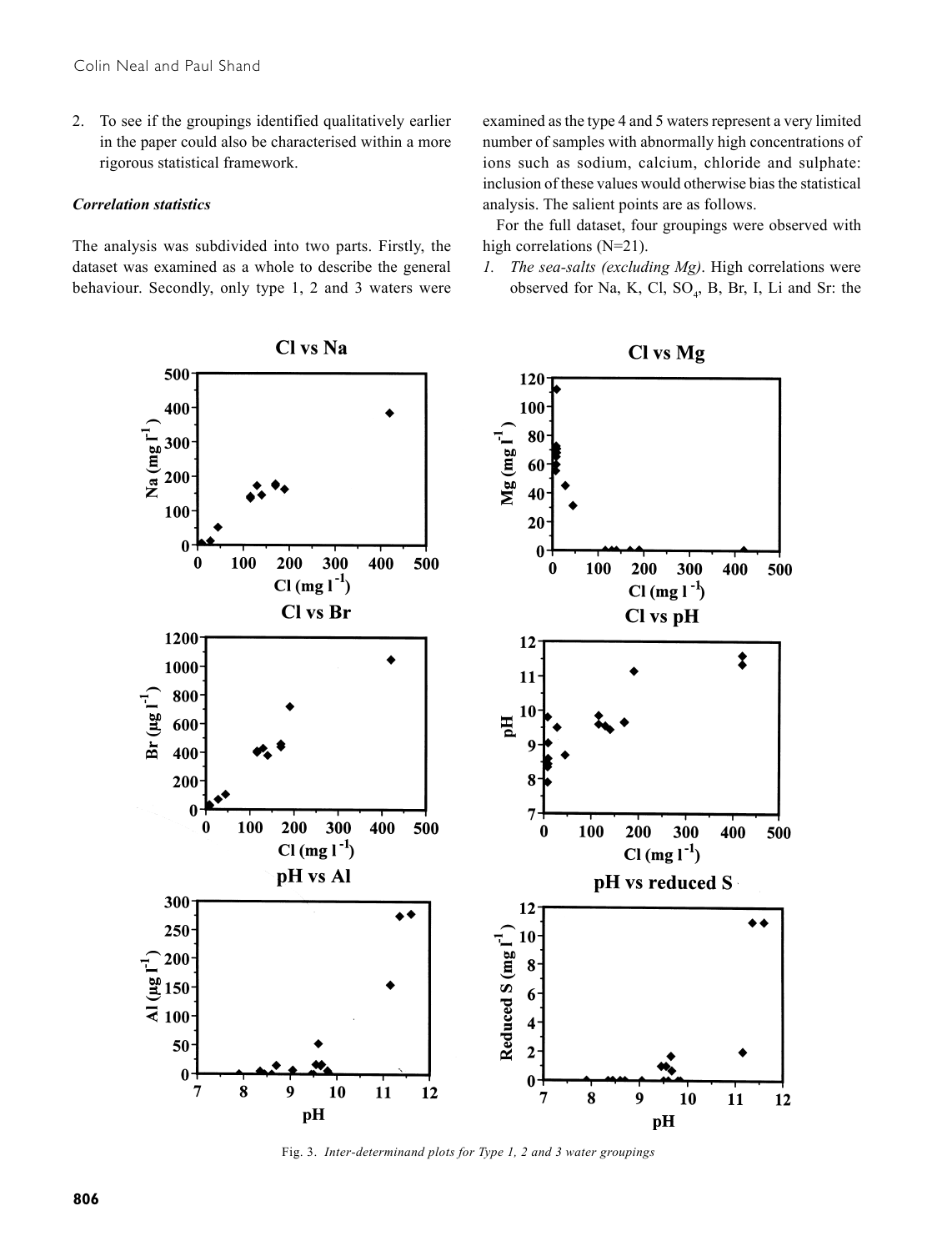2. To see if the groupings identified qualitatively earlier in the paper could also be characterised within a more rigorous statistical framework.

### *Correlation statistics*

The analysis was subdivided into two parts. Firstly, the dataset was examined as a whole to describe the general behaviour. Secondly, only type 1, 2 and 3 waters were examined as the type 4 and 5 waters represent a very limited number of samples with abnormally high concentrations of ions such as sodium, calcium, chloride and sulphate: inclusion of these values would otherwise bias the statistical analysis. The salient points are as follows.

For the full dataset, four groupings were observed with high correlations (N=21).

1. *The sea-salts (excluding Mg)*. High correlations were observed for Na, K, Cl, $SO_4$, B, Br, I, Li and Sr: the

Fig. 3. *Inter-determinand plots for Type 1, 2 and 3 water groupings*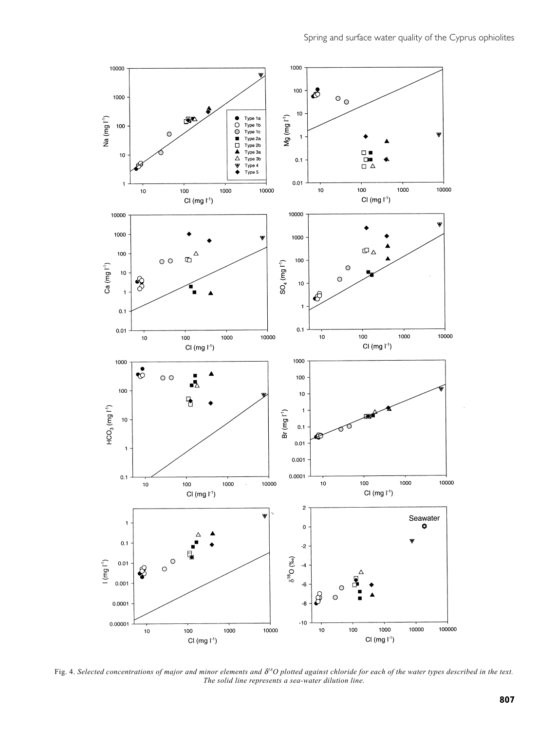Fig. 4. *Selected concentrations of major and minor elements and $\delta^{18}O$ plotted against chloride for each of the water types described in the text. The solid line represents a sea-water dilution line.*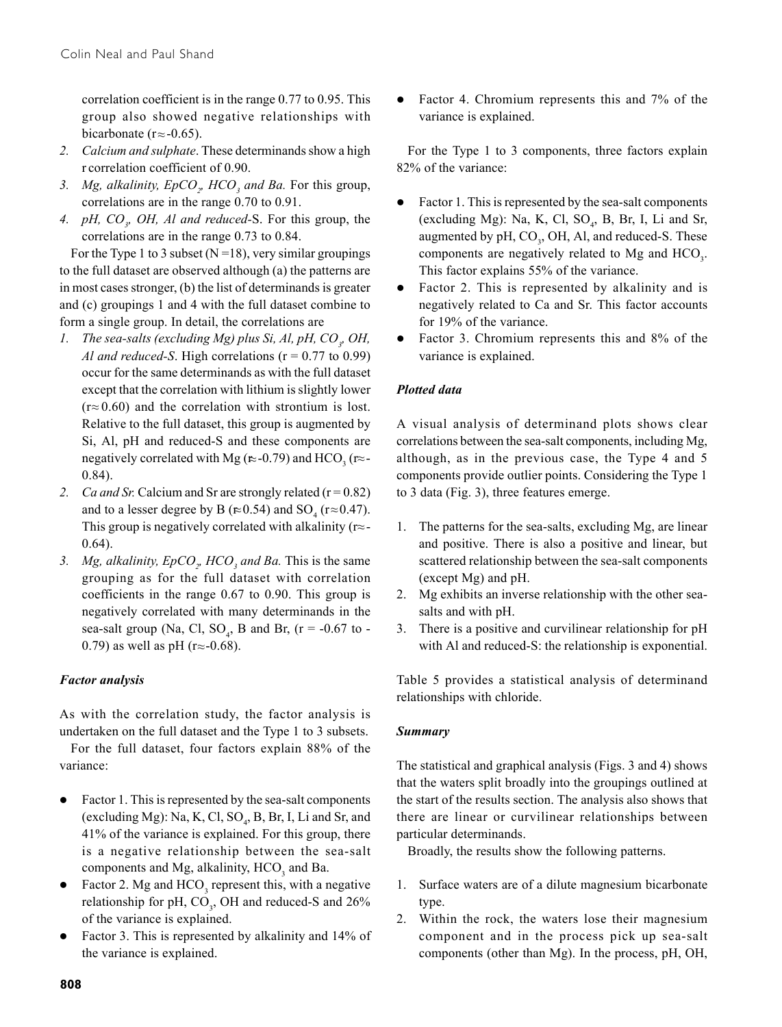correlation coefficient is in the range 0.77 to 0.95. This group also showed negative relationships with bicarbonate ($r \approx -0.65$).

2. *Calcium and sulphate*. These determinands show a high r correlation coefficient of 0.90.
3. *Mg, alkalinity, $EpCO_2$, $HCO_3$ and Ba.* For this group, correlations are in the range 0.70 to 0.91.
4. *pH, $CO_3$, OH, Al and reduced-S*. For this group, the correlations are in the range 0.73 to 0.84.

For the Type 1 to 3 subset ($N = 18$), very similar groupings to the full dataset are observed although (a) the patterns are in most cases stronger, (b) the list of determinands is greater and (c) groupings 1 and 4 with the full dataset combine to form a single group. In detail, the correlations are

1. *The sea-salts (excluding Mg) plus Si, Al, pH, $CO_3$, OH, Al and reduced-S*. High correlations ($r = 0.77$ to $0.99$) occur for the same determinands as with the full dataset except that the correlation with lithium is slightly lower ($r \approx 0.60$) and the correlation with strontium is lost. Relative to the full dataset, this group is augmented by Si, Al, pH and reduced-S and these components are negatively correlated with Mg ($r \approx -0.79$) and $HCO_3$ ($r \approx -0.84$).
2. *Ca and Sr*. Calcium and Sr are strongly related ($r = 0.82$) and to a lesser degree by B ($r \approx 0.54$) and $SO_4$ ($r \approx 0.47$). This group is negatively correlated with alkalinity ($r \approx -0.64$).
3. *Mg, alkalinity, $EpCO_2$, $HCO_3$ and Ba.* This is the same grouping as for the full dataset with correlation coefficients in the range 0.67 to 0.90. This group is negatively correlated with many determinands in the sea-salt group (Na, Cl, $SO_4$, B and Br, ($r = -0.67$ to $-0.79$) as well as pH ($r \approx -0.68$).

### *Factor analysis*

As with the correlation study, the factor analysis is undertaken on the full dataset and the Type 1 to 3 subsets.

For the full dataset, four factors explain 88% of the variance:

- Factor 1. This is represented by the sea-salt components (excluding Mg): Na, K, Cl, $SO_4$, B, Br, I, Li and Sr, and 41% of the variance is explained. For this group, there is a negative relationship between the sea-salt components and Mg, alkalinity, $HCO_3$ and Ba.
- Factor 2. Mg and $HCO_3$ represent this, with a negative relationship for pH, $CO_3$, OH and reduced-S and 26% of the variance is explained.
- Factor 3. This is represented by alkalinity and 14% of the variance is explained.
- Factor 4. Chromium represents this and 7% of the variance is explained.

For the Type 1 to 3 components, three factors explain 82% of the variance:

- Factor 1. This is represented by the sea-salt components (excluding Mg): Na, K, Cl, $SO_4$, B, Br, I, Li and Sr, augmented by pH, $CO_3$, OH, Al, and reduced-S. These components are negatively related to Mg and $HCO_3$. This factor explains 55% of the variance.
- Factor 2. This is represented by alkalinity and is negatively related to Ca and Sr. This factor accounts for 19% of the variance.
- Factor 3. Chromium represents this and 8% of the variance is explained.

### *Plotted data*

A visual analysis of determinand plots shows clear correlations between the sea-salt components, including Mg, although, as in the previous case, the Type 4 and 5 components provide outlier points. Considering the Type 1 to 3 data (Fig. 3), three features emerge.

1. The patterns for the sea-salts, excluding Mg, are linear and positive. There is also a positive and linear, but scattered relationship between the sea-salt components (except Mg) and pH.
2. Mg exhibits an inverse relationship with the other sea-salts and with pH.
3. There is a positive and curvilinear relationship for pH with Al and reduced-S: the relationship is exponential.

Table 5 provides a statistical analysis of determinand relationships with chloride.

### *Summary*

The statistical and graphical analysis (Figs. 3 and 4) shows that the waters split broadly into the groupings outlined at the start of the results section. The analysis also shows that there are linear or curvilinear relationships between particular determinands.

Broadly, the results show the following patterns.

1. Surface waters are of a dilute magnesium bicarbonate type.
2. Within the rock, the waters lose their magnesium component and in the process pick up sea-salt components (other than Mg). In the process, pH, OH,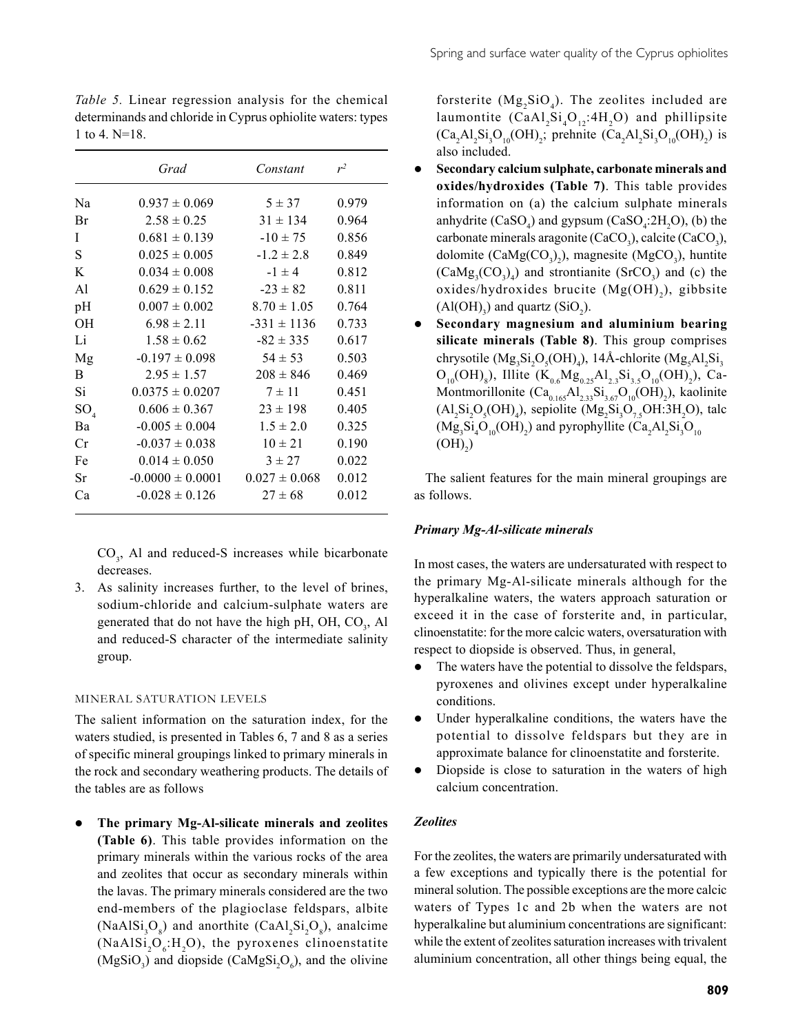*Table 5.* Linear regression analysis for the chemical determinands and chloride in Cyprus ophiolite waters: types 1 to 4. N=18.

| | *Grad* | *Constant* | $r^2$ |
|---|---|---|---|
| Na | 0.937 ± 0.069 | 5 ± 37 | 0.979 |
| Br | 2.58 ± 0.25 | 31 ± 134 | 0.964 |
| I | 0.681 ± 0.139 | -10 ± 75 | 0.856 |
| S | 0.025 ± 0.005 | -1.2 ± 2.8 | 0.849 |
| K | 0.034 ± 0.008 | -1 ± 4 | 0.812 |
| Al | 0.629 ± 0.152 | -23 ± 82 | 0.811 |
| pH | 0.007 ± 0.002 | 8.70 ± 1.05 | 0.764 |
| OH | 6.98 ± 2.11 | -331 ± 1136 | 0.733 |
| Li | 1.58 ± 0.62 | -82 ± 335 | 0.617 |
| Mg | -0.197 ± 0.098 | 54 ± 53 | 0.503 |
| B | 2.95 ± 1.57 | 208 ± 846 | 0.469 |
| Si | 0.0375 ± 0.0207 | 7 ± 11 | 0.451 |
| $SO_4$ | 0.606 ± 0.367 | 23 ± 198 | 0.405 |
| Ba | -0.005 ± 0.004 | 1.5 ± 2.0 | 0.325 |
| Cr | -0.037 ± 0.038 | 10 ± 21 | 0.190 |
| Fe | 0.014 ± 0.050 | 3 ± 27 | 0.022 |
| Sr | -0.0000 ± 0.0001 | 0.027 ± 0.068 | 0.012 |
| Ca | -0.028 ± 0.126 | 27 ± 68 | 0.012 |

$CO_3$, Al and reduced-S increases while bicarbonate decreases.

3. As salinity increases further, to the level of brines, sodium-chloride and calcium-sulphate waters are generated that do not have the high pH, OH, $CO_3$, Al and reduced-S character of the intermediate salinity group.

## MINERAL SATURATION LEVELS

The salient information on the saturation index, for the waters studied, is presented in Tables 6, 7 and 8 as a series of specific mineral groupings linked to primary minerals in the rock and secondary weathering products. The details of the tables are as follows

- **The primary Mg-Al-silicate minerals and zeolites (Table 6)**. This table provides information on the primary minerals within the various rocks of the area and zeolites that occur as secondary minerals within the lavas. The primary minerals considered are the two end-members of the plagioclase feldspars, albite ($NaAlSi_3O_8$) and anorthite ($CaAl_2Si_2O_8$), analcime ($NaAlSi_2O_6$:$H_2O$), the pyroxenes clinoenstatite ($MgSiO_3$) and diopside ($CaMgSi_2O_6$), and the olivine forsterite ($Mg_2SiO_4$). The zeolites included are laumontite ($CaAl_2Si_4O_{12}$:$4H_2O$) and phillipsite ($Ca_2Al_2Si_3O_{10}(OH)_2$; prehnite ($Ca_2Al_2Si_3O_{10}(OH)_2$) is also included.
- **Secondary calcium sulphate, carbonate minerals and oxides/hydroxides (Table 7)**. This table provides information on (a) the calcium sulphate minerals anhydrite ($CaSO_4$) and gypsum ($CaSO_4$:$2H_2O$), (b) the carbonate minerals aragonite ($CaCO_3$), calcite ($CaCO_3$), dolomite ($CaMg(CO_3)_2$), magnesite ($MgCO_3$), huntite ($CaMg_3(CO_3)_4$) and strontianite ($SrCO_3$) and (c) the oxides/hydroxides brucite ($Mg(OH)_2$), gibbsite ($Al(OH)_3$) and quartz ($SiO_2$).
- **Secondary magnesium and aluminium bearing silicate minerals (Table 8)**. This group comprises chrysotile ($Mg_3Si_2O_5(OH)_4$), 14Å-chlorite ($Mg_5Al_2Si_3O_{10}(OH)_8$), Illite ($K_{0.6}Mg_{0.25}Al_{2.3}Si_{3.5}O_{10}(OH)_2$), Ca-Montmorillonite ($Ca_{0.165}Al_{2.33}Si_{3.67}O_{10}(OH)_2$), kaolinite ($Al_2Si_2O_5(OH)_4$), sepiolite ($Mg_2Si_3O_{7.5}OH$:$3H_2O$), talc ($Mg_3Si_4O_{10}(OH)_2$) and pyrophyllite ($Ca_2Al_2Si_3O_{10}(OH)_2$)

The salient features for the main mineral groupings are as follows.

### *Primary Mg-Al-silicate minerals*

In most cases, the waters are undersaturated with respect to the primary Mg-Al-silicate minerals although for the hyperalkaline waters, the waters approach saturation or exceed it in the case of forsterite and, in particular, clinoenstatite: for the more calcic waters, oversaturation with respect to diopside is observed. Thus, in general,

- The waters have the potential to dissolve the feldspars, pyroxenes and olivines except under hyperalkaline conditions.
- Under hyperalkaline conditions, the waters have the potential to dissolve feldspars but they are in approximate balance for clinoenstatite and forsterite.
- Diopside is close to saturation in the waters of high calcium concentration.

### *Zeolites*

For the zeolites, the waters are primarily undersaturated with a few exceptions and typically there is the potential for mineral solution. The possible exceptions are the more calcic waters of Types 1c and 2b when the waters are not hyperalkaline but aluminium concentrations are significant: while the extent of zeolites saturation increases with trivalent aluminium concentration, all other things being equal, the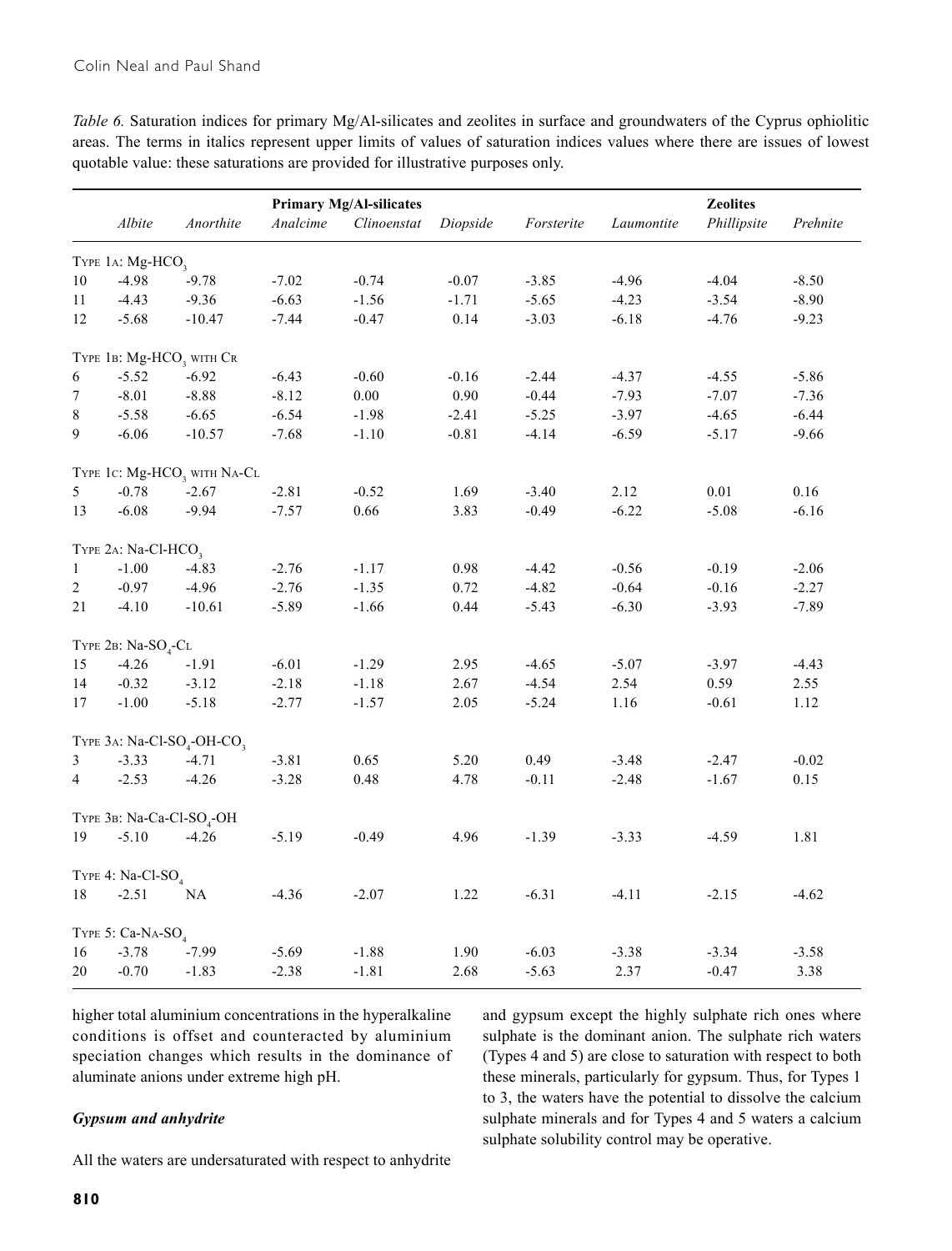*Table 6.* Saturation indices for primary Mg/Al-silicates and zeolites in surface and groundwaters of the Cyprus ophiolitic areas. The terms in italics represent upper limits of values of saturation indices values where there are issues of lowest quotable value: these saturations are provided for illustrative purposes only.

| | Primary Mg/Al-silicates | | | | | | Zeolites | | |
|---|---|---|---|---|---|---|---|---|---|
| | *Albite* | *Anorthite* | *Analcime* | *Clinoenstat* | *Diopside* | *Forsterite* | *Laumontite* | *Phillipsite* | *Prehnite* |
| TYPE 1A: Mg-$HCO_3$ | | | | | | | | | |
| 10 | -4.98 | -9.78 | -7.02 | -0.74 | -0.07 | -3.85 | -4.96 | -4.04 | -8.50 |
| 11 | -4.43 | -9.36 | -6.63 | -1.56 | -1.71 | -5.65 | -4.23 | -3.54 | -8.90 |
| 12 | -5.68 | -10.47 | -7.44 | -0.47 | 0.14 | -3.03 | -6.18 | -4.76 | -9.23 |
| TYPE 1B: Mg-$HCO_3$ WITH CR | | | | | | | | | |
| 6 | -5.52 | -6.92 | -6.43 | -0.60 | -0.16 | -2.44 | -4.37 | -4.55 | -5.86 |
| 7 | -8.01 | -8.88 | -8.12 | 0.00 | 0.90 | -0.44 | -7.93 | -7.07 | -7.36 |
| 8 | -5.58 | -6.65 | -6.54 | -1.98 | -2.41 | -5.25 | -3.97 | -4.65 | -6.44 |
| 9 | -6.06 | -10.57 | -7.68 | -1.10 | -0.81 | -4.14 | -6.59 | -5.17 | -9.66 |
| TYPE 1C: Mg-$HCO_3$ WITH NA-CL | | | | | | | | | |
| 5 | -0.78 | -2.67 | -2.81 | -0.52 | 1.69 | -3.40 | 2.12 | 0.01 | 0.16 |
| 13 | -6.08 | -9.94 | -7.57 | 0.66 | 3.83 | -0.49 | -6.22 | -5.08 | -6.16 |
| TYPE 2A: Na-Cl-$HCO_3$ | | | | | | | | | |
| 1 | -1.00 | -4.83 | -2.76 | -1.17 | 0.98 | -4.42 | -0.56 | -0.19 | -2.06 |
| 2 | -0.97 | -4.96 | -2.76 | -1.35 | 0.72 | -4.82 | -0.64 | -0.16 | -2.27 |
| 21 | -4.10 | -10.61 | -5.89 | -1.66 | 0.44 | -5.43 | -6.30 | -3.93 | -7.89 |
| TYPE 2B: Na-$SO_4$-CL | | | | | | | | | |
| 15 | -4.26 | -1.91 | -6.01 | -1.29 | 2.95 | -4.65 | -5.07 | -3.97 | -4.43 |
| 14 | -0.32 | -3.12 | -2.18 | -1.18 | 2.67 | -4.54 | 2.54 | 0.59 | 2.55 |
| 17 | -1.00 | -5.18 | -2.77 | -1.57 | 2.05 | -5.24 | 1.16 | -0.61 | 1.12 |
| TYPE 3A: Na-Cl-$SO_4$-OH-$CO_3$ | | | | | | | | | |
| 3 | -3.33 | -4.71 | -3.81 | 0.65 | 5.20 | 0.49 | -3.48 | -2.47 | -0.02 |
| 4 | -2.53 | -4.26 | -3.28 | 0.48 | 4.78 | -0.11 | -2.48 | -1.67 | 0.15 |
| TYPE 3B: Na-Ca-Cl-$SO_4$-OH | | | | | | | | | |
| 19 | -5.10 | -4.26 | -5.19 | -0.49 | 4.96 | -1.39 | -3.33 | -4.59 | 1.81 |
| TYPE 4: Na-Cl-$SO_4$ | | | | | | | | | |
| 18 | -2.51 | NA | -4.36 | -2.07 | 1.22 | -6.31 | -4.11 | -2.15 | -4.62 |
| TYPE 5: Ca-NA-$SO_4$ | | | | | | | | | |
| 16 | -3.78 | -7.99 | -5.69 | -1.88 | 1.90 | -6.03 | -3.38 | -3.34 | -3.58 |
| 20 | -0.70 | -1.83 | -2.38 | -1.81 | 2.68 | -5.63 | 2.37 | -0.47 | 3.38 |

higher total aluminium concentrations in the hyperalkaline conditions is offset and counteracted by aluminium speciation changes which results in the dominance of aluminate anions under extreme high pH.

### *Gypsum and anhydrite*

All the waters are undersaturated with respect to anhydrite and gypsum except the highly sulphate rich ones where sulphate is the dominant anion. The sulphate rich waters (Types 4 and 5) are close to saturation with respect to both these minerals, particularly for gypsum. Thus, for Types 1 to 3, the waters have the potential to dissolve the calcium sulphate minerals and for Types 4 and 5 waters a calcium sulphate solubility control may be operative.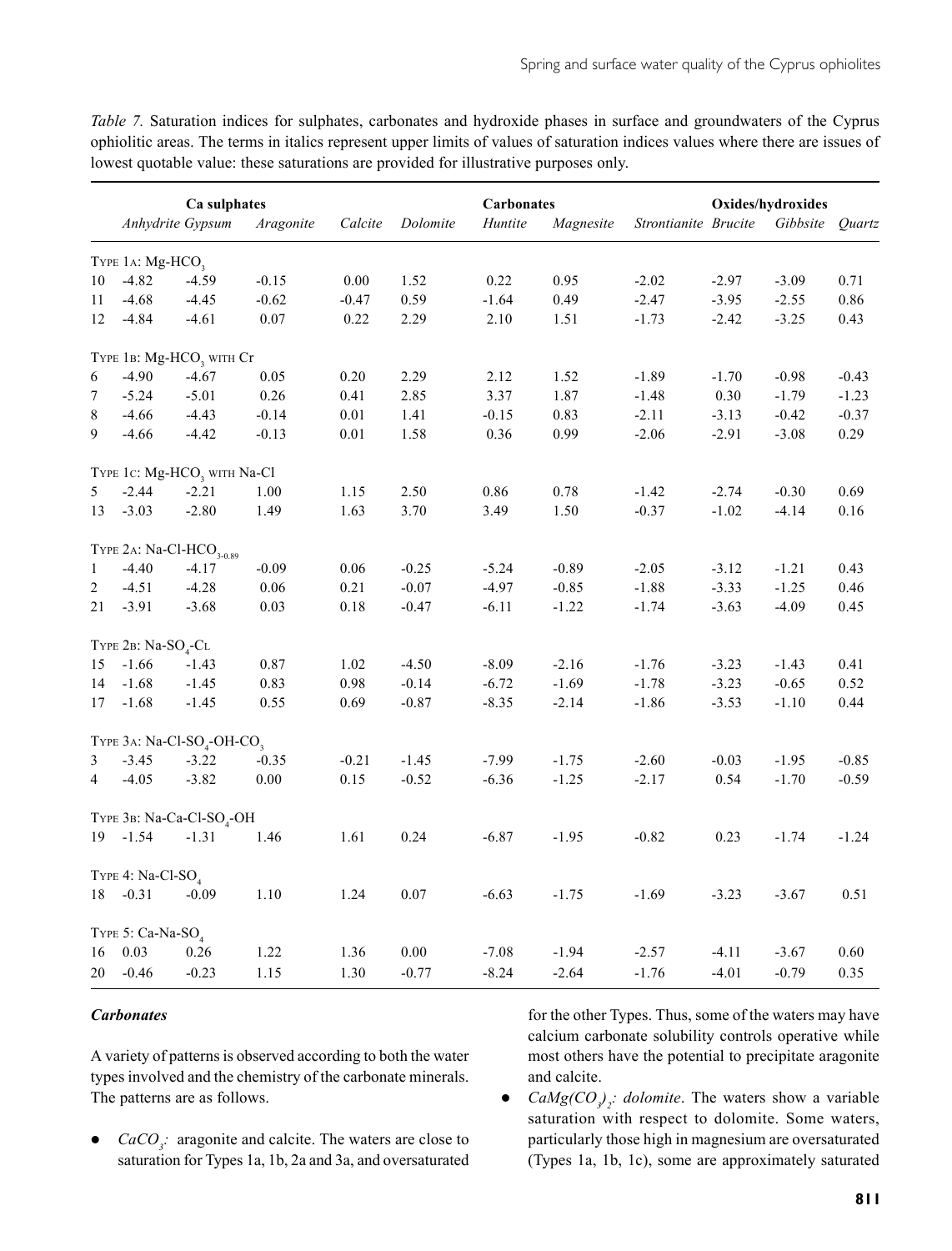*Table 7.* Saturation indices for sulphates, carbonates and hydroxide phases in surface and groundwaters of the Cyprus ophiolitic areas. The terms in italics represent upper limits of values of saturation indices values where there are issues of lowest quotable value: these saturations are provided for illustrative purposes only.

| | Ca sulphates | | | | | Carbonates | | | Oxides/hydroxides | | |
|---|---|---|---|---|---|---|---|---|---|---|---|
| | *Anhydrite* | *Gypsum* | *Aragonite* | *Calcite* | *Dolomite* | *Huntite* | *Magnesite* | *Strontianite* | *Brucite* | *Gibbsite* | *Quartz* |
| Type 1a: Mg-$HCO_3$ | | | | | | | | | | | |
| 10 | -4.82 | -4.59 | -0.15 | 0.00 | 1.52 | 0.22 | 0.95 | -2.02 | -2.97 | -3.09 | 0.71 |
| 11 | -4.68 | -4.45 | -0.62 | -0.47 | 0.59 | -1.64 | 0.49 | -2.47 | -3.95 | -2.55 | 0.86 |
| 12 | -4.84 | -4.61 | 0.07 | 0.22 | 2.29 | 2.10 | 1.51 | -1.73 | -2.42 | -3.25 | 0.43 |
| Type 1b: Mg-$HCO_3$ with Cr | | | | | | | | | | | |
| 6 | -4.90 | -4.67 | 0.05 | 0.20 | 2.29 | 2.12 | 1.52 | -1.89 | -1.70 | -0.98 | -0.43 |
| 7 | -5.24 | -5.01 | 0.26 | 0.41 | 2.85 | 3.37 | 1.87 | -1.48 | 0.30 | -1.79 | -1.23 |
| 8 | -4.66 | -4.43 | -0.14 | 0.01 | 1.41 | -0.15 | 0.83 | -2.11 | -3.13 | -0.42 | -0.37 |
| 9 | -4.66 | -4.42 | -0.13 | 0.01 | 1.58 | 0.36 | 0.99 | -2.06 | -2.91 | -3.08 | 0.29 |
| Type 1c: Mg-$HCO_3$ with Na-Cl | | | | | | | | | | | |
| 5 | -2.44 | -2.21 | 1.00 | 1.15 | 2.50 | 0.86 | 0.78 | -1.42 | -2.74 | -0.30 | 0.69 |
| 13 | -3.03 | -2.80 | 1.49 | 1.63 | 3.70 | 3.49 | 1.50 | -0.37 | -1.02 | -4.14 | 0.16 |
| Type 2a: Na-Cl-$HCO_{3\text{-}0.89}$ | | | | | | | | | | | |
| 1 | -4.40 | -4.17 | -0.09 | 0.06 | -0.25 | -5.24 | -0.89 | -2.05 | -3.12 | -1.21 | 0.43 |
| 2 | -4.51 | -4.28 | 0.06 | 0.21 | -0.07 | -4.97 | -0.85 | -1.88 | -3.33 | -1.25 | 0.46 |
| 21 | -3.91 | -3.68 | 0.03 | 0.18 | -0.47 | -6.11 | -1.22 | -1.74 | -3.63 | -4.09 | 0.45 |
| Type 2b: Na-$SO_4$-Cl | | | | | | | | | | | |
| 15 | -1.66 | -1.43 | 0.87 | 1.02 | -4.50 | -8.09 | -2.16 | -1.76 | -3.23 | -1.43 | 0.41 |
| 14 | -1.68 | -1.45 | 0.83 | 0.98 | -0.14 | -6.72 | -1.69 | -1.78 | -3.23 | -0.65 | 0.52 |
| 17 | -1.68 | -1.45 | 0.55 | 0.69 | -0.87 | -8.35 | -2.14 | -1.86 | -3.53 | -1.10 | 0.44 |
| Type 3a: Na-Cl-$SO_4$-OH-$CO_3$ | | | | | | | | | | | |
| 3 | -3.45 | -3.22 | -0.35 | -0.21 | -1.45 | -7.99 | -1.75 | -2.60 | -0.03 | -1.95 | -0.85 |
| 4 | -4.05 | -3.82 | 0.00 | 0.15 | -0.52 | -6.36 | -1.25 | -2.17 | 0.54 | -1.70 | -0.59 |
| Type 3b: Na-Ca-Cl-$SO_4$-OH | | | | | | | | | | | |
| 19 | -1.54 | -1.31 | 1.46 | 1.61 | 0.24 | -6.87 | -1.95 | -0.82 | 0.23 | -1.74 | -1.24 |
| Type 4: Na-Cl-$SO_4$ | | | | | | | | | | | |
| 18 | -0.31 | -0.09 | 1.10 | 1.24 | 0.07 | -6.63 | -1.75 | -1.69 | -3.23 | -3.67 | 0.51 |
| Type 5: Ca-Na-$SO_4$ | | | | | | | | | | | |
| 16 | 0.03 | 0.26 | 1.22 | 1.36 | 0.00 | -7.08 | -1.94 | -2.57 | -4.11 | -3.67 | 0.60 |
| 20 | -0.46 | -0.23 | 1.15 | 1.30 | -0.77 | -8.24 | -2.64 | -1.76 | -4.01 | -0.79 | 0.35 |

### *Carbonates*

A variety of patterns is observed according to both the water types involved and the chemistry of the carbonate minerals. The patterns are as follows.

- *$CaCO_3$:* aragonite and calcite. The waters are close to saturation for Types 1a, 1b, 2a and 3a, and oversaturated for the other Types. Thus, some of the waters may have calcium carbonate solubility controls operative while most others have the potential to precipitate aragonite and calcite.
- *$CaMg(CO_3)_2$: dolomite*. The waters show a variable saturation with respect to dolomite. Some waters, particularly those high in magnesium are oversaturated (Types 1a, 1b, 1c), some are approximately saturated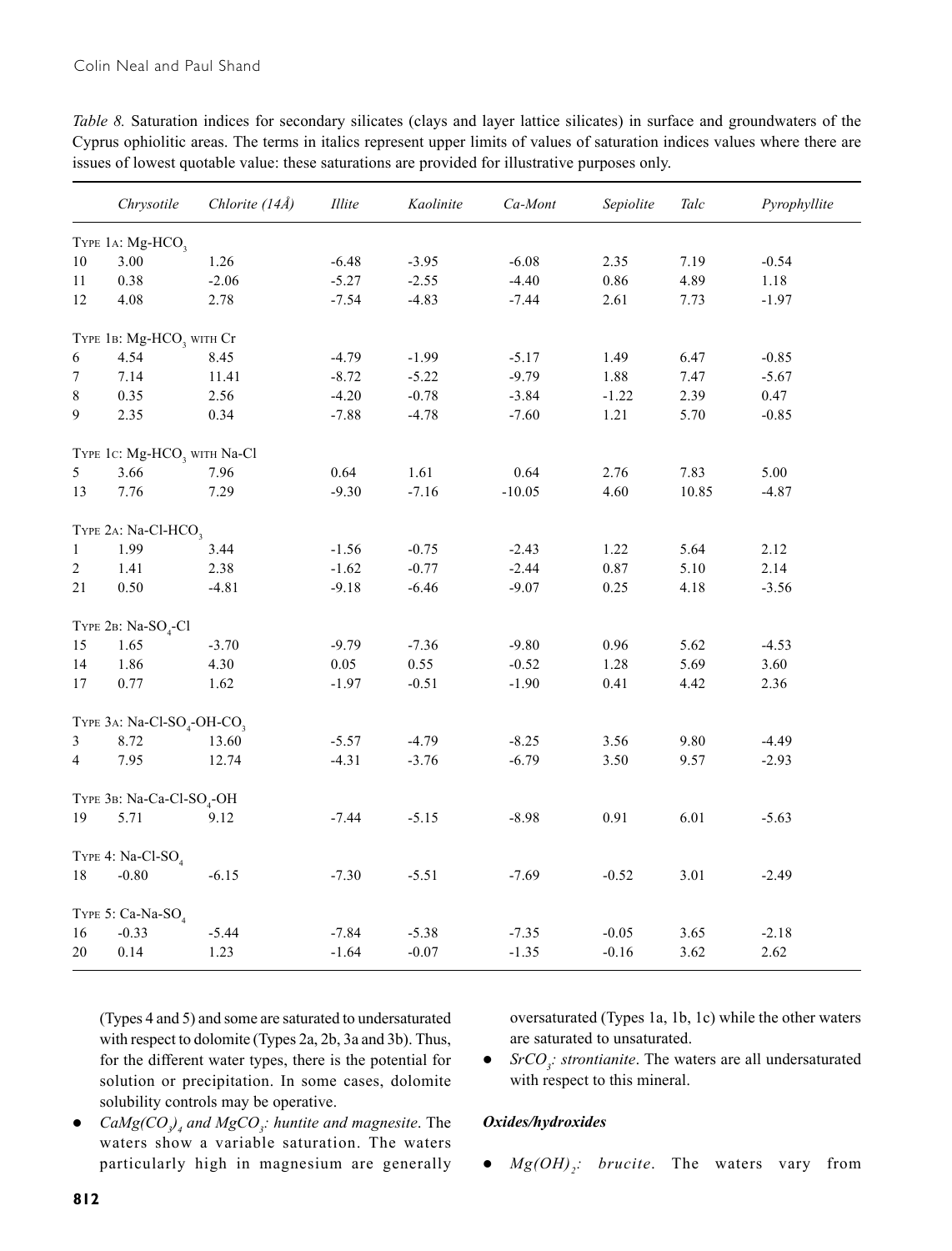*Table 8.* Saturation indices for secondary silicates (clays and layer lattice silicates) in surface and groundwaters of the Cyprus ophiolitic areas. The terms in italics represent upper limits of values of saturation indices values where there are issues of lowest quotable value: these saturations are provided for illustrative purposes only.

| | *Chrysotile* | *Chlorite (14Å)* | *Illite* | *Kaolinite* | *Ca-Mont* | *Sepiolite* | *Talc* | *Pyrophyllite* |
|---|---|---|---|---|---|---|---|---|
| Type 1a: Mg-$HCO_3$ | | | | | | | | |
| 10 | 3.00 | 1.26 | -6.48 | -3.95 | -6.08 | 2.35 | 7.19 | -0.54 |
| 11 | 0.38 | -2.06 | -5.27 | -2.55 | -4.40 | 0.86 | 4.89 | 1.18 |
| 12 | 4.08 | 2.78 | -7.54 | -4.83 | -7.44 | 2.61 | 7.73 | -1.97 |
| Type 1b: Mg-$HCO_3$ with Cr | | | | | | | | |
| 6 | 4.54 | 8.45 | -4.79 | -1.99 | -5.17 | 1.49 | 6.47 | -0.85 |
| 7 | 7.14 | 11.41 | -8.72 | -5.22 | -9.79 | 1.88 | 7.47 | -5.67 |
| 8 | 0.35 | 2.56 | -4.20 | -0.78 | -3.84 | -1.22 | 2.39 | 0.47 |
| 9 | 2.35 | 0.34 | -7.88 | -4.78 | -7.60 | 1.21 | 5.70 | -0.85 |
| Type 1c: Mg-$HCO_3$ with Na-Cl | | | | | | | | |
| 5 | 3.66 | 7.96 | 0.64 | 1.61 | 0.64 | 2.76 | 7.83 | 5.00 |
| 13 | 7.76 | 7.29 | -9.30 | -7.16 | -10.05 | 4.60 | 10.85 | -4.87 |
| Type 2a: Na-Cl-$HCO_3$ | | | | | | | | |
| 1 | 1.99 | 3.44 | -1.56 | -0.75 | -2.43 | 1.22 | 5.64 | 2.12 |
| 2 | 1.41 | 2.38 | -1.62 | -0.77 | -2.44 | 0.87 | 5.10 | 2.14 |
| 21 | 0.50 | -4.81 | -9.18 | -6.46 | -9.07 | 0.25 | 4.18 | -3.56 |
| Type 2b: Na-$SO_4$-Cl | | | | | | | | |
| 15 | 1.65 | -3.70 | -9.79 | -7.36 | -9.80 | 0.96 | 5.62 | -4.53 |
| 14 | 1.86 | 4.30 | 0.05 | 0.55 | -0.52 | 1.28 | 5.69 | 3.60 |
| 17 | 0.77 | 1.62 | -1.97 | -0.51 | -1.90 | 0.41 | 4.42 | 2.36 |
| Type 3a: Na-Cl-$SO_4$-OH-$CO_3$ | | | | | | | | |
| 3 | 8.72 | 13.60 | -5.57 | -4.79 | -8.25 | 3.56 | 9.80 | -4.49 |
| 4 | 7.95 | 12.74 | -4.31 | -3.76 | -6.79 | 3.50 | 9.57 | -2.93 |
| Type 3b: Na-Ca-Cl-$SO_4$-OH | | | | | | | | |
| 19 | 5.71 | 9.12 | -7.44 | -5.15 | -8.98 | 0.91 | 6.01 | -5.63 |
| Type 4: Na-Cl-$SO_4$ | | | | | | | | |
| 18 | -0.80 | -6.15 | -7.30 | -5.51 | -7.69 | -0.52 | 3.01 | -2.49 |
| Type 5: Ca-Na-$SO_4$ | | | | | | | | |
| 16 | -0.33 | -5.44 | -7.84 | -5.38 | -7.35 | -0.05 | 3.65 | -2.18 |
| 20 | 0.14 | 1.23 | -1.64 | -0.07 | -1.35 | -0.16 | 3.62 | 2.62 |

(Types 4 and 5) and some are saturated to undersaturated with respect to dolomite (Types 2a, 2b, 3a and 3b). Thus, for the different water types, there is the potential for solution or precipitation. In some cases, dolomite solubility controls may be operative.

- *$CaMg(CO_3)_4$ and $MgCO_3$: huntite and magnesite*. The waters show a variable saturation. The waters particularly high in magnesium are generally oversaturated (Types 1a, 1b, 1c) while the other waters are saturated to unsaturated.
- *$SrCO_3$: strontianite*. The waters are all undersaturated with respect to this mineral.

### *Oxides/hydroxides*

- *$Mg(OH)_2$: brucite*. The waters vary from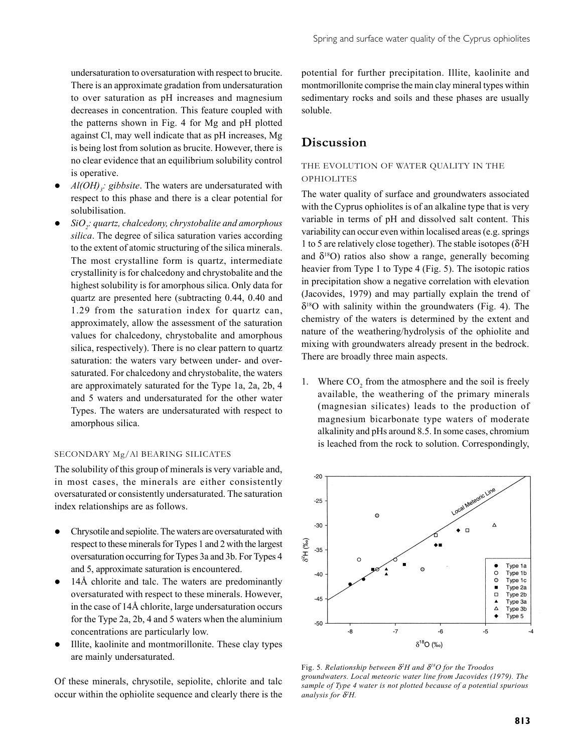undersaturation to oversaturation with respect to brucite. There is an approximate gradation from undersaturation to over saturation as pH increases and magnesium decreases in concentration. This feature coupled with the patterns shown in Fig. 4 for Mg and pH plotted against Cl, may well indicate that as pH increases, Mg is being lost from solution as brucite. However, there is no clear evidence that an equilibrium solubility control is operative.

- *$Al(OH)_3$: gibbsite*. The waters are undersaturated with respect to this phase and there is a clear potential for solubilisation.
- *$SiO_2$: quartz, chalcedony, chrystobalite and amorphous silica*. The degree of silica saturation varies according to the extent of atomic structuring of the silica minerals. The most crystalline form is quartz, intermediate crystallinity is for chalcedony and chrystobalite and the highest solubility is for amorphous silica. Only data for quartz are presented here (subtracting 0.44, 0.40 and 1.29 from the saturation index for quartz can, approximately, allow the assessment of the saturation values for chalcedony, chrystobalite and amorphous silica, respectively). There is no clear pattern to quartz saturation: the waters vary between under- and over-saturated. For chalcedony and chrystobalite, the waters are approximately saturated for the Type 1a, 2a, 2b, 4 and 5 waters and undersaturated for the other water Types. The waters are undersaturated with respect to amorphous silica.

### SECONDARY Mg/Al BEARING SILICATES

The solubility of this group of minerals is very variable and, in most cases, the minerals are either consistently oversaturated or consistently undersaturated. The saturation index relationships are as follows.

- Chrysotile and sepiolite. The waters are oversaturated with respect to these minerals for Types 1 and 2 with the largest oversaturation occurring for Types 3a and 3b. For Types 4 and 5, approximate saturation is encountered.
- 14Å chlorite and talc. The waters are predominantly oversaturated with respect to these minerals. However, in the case of 14Å chlorite, large undersaturation occurs for the Type 2a, 2b, 4 and 5 waters when the aluminium concentrations are particularly low.
- Illite, kaolinite and montmorillonite. These clay types are mainly undersaturated.

Of these minerals, chrysotile, sepiolite, chlorite and talc occur within the ophiolite sequence and clearly there is the potential for further precipitation. Illite, kaolinite and montmorillonite comprise the main clay mineral types within sedimentary rocks and soils and these phases are usually soluble.

## Discussion

### THE EVOLUTION OF WATER QUALITY IN THE OPHIOLITES

The water quality of surface and groundwaters associated with the Cyprus ophiolites is of an alkaline type that is very variable in terms of pH and dissolved salt content. This variability can occur even within localised areas (e.g. springs 1 to 5 are relatively close together). The stable isotopes ($\delta^2H$ and $\delta^{18}O$) ratios also show a range, generally becoming heavier from Type 1 to Type 4 (Fig. 5). The isotopic ratios in precipitation show a negative correlation with elevation (Jacovides, 1979) and may partially explain the trend of $\delta^{18}O$ with salinity within the groundwaters (Fig. 4). The chemistry of the waters is determined by the extent and nature of the weathering/hydrolysis of the ophiolite and mixing with groundwaters already present in the bedrock. There are broadly three main aspects.

1. Where $CO_2$ from the atmosphere and the soil is freely available, the weathering of the primary minerals (magnesian silicates) leads to the production of magnesium bicarbonate type waters of moderate alkalinity and pHs around 8.5. In some cases, chromium is leached from the rock to solution. Correspondingly,

Fig. 5. *Relationship between $\delta^2H$ and $\delta^{18}O$ for the Troodos groundwaters. Local meteoric water line from Jacovides (1979). The sample of Type 4 water is not plotted because of a potential spurious analysis for $\delta^2H$.*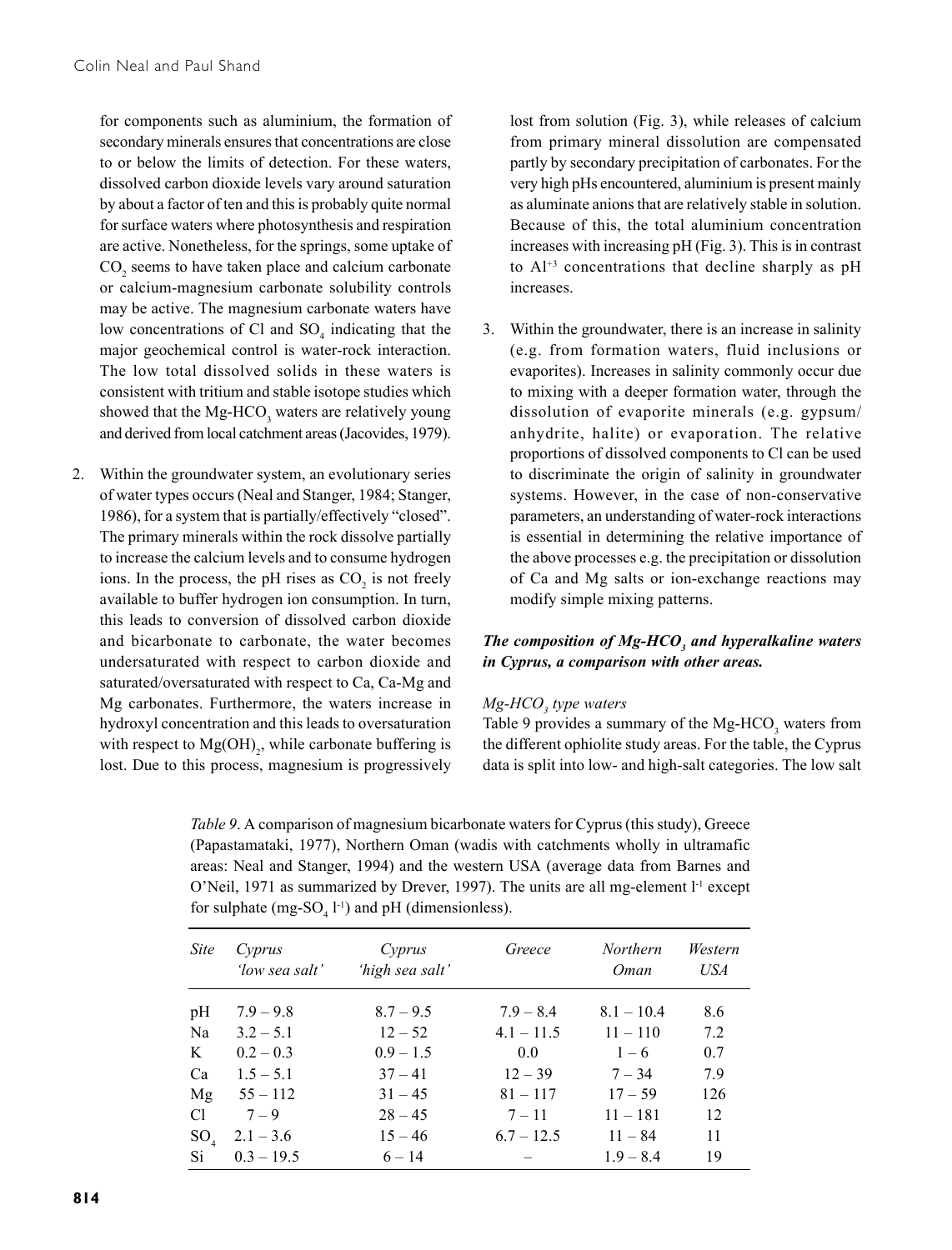for components such as aluminium, the formation of secondary minerals ensures that concentrations are close to or below the limits of detection. For these waters, dissolved carbon dioxide levels vary around saturation by about a factor of ten and this is probably quite normal for surface waters where photosynthesis and respiration are active. Nonetheless, for the springs, some uptake of $CO_2$ seems to have taken place and calcium carbonate or calcium-magnesium carbonate solubility controls may be active. The magnesium carbonate waters have low concentrations of Cl and $SO_4$ indicating that the major geochemical control is water-rock interaction. The low total dissolved solids in these waters is consistent with tritium and stable isotope studies which showed that the Mg-$HCO_3$ waters are relatively young and derived from local catchment areas (Jacovides, 1979).

2. Within the groundwater system, an evolutionary series of water types occurs (Neal and Stanger, 1984; Stanger, 1986), for a system that is partially/effectively "closed". The primary minerals within the rock dissolve partially to increase the calcium levels and to consume hydrogen ions. In the process, the pH rises as $CO_2$ is not freely available to buffer hydrogen ion consumption. In turn, this leads to conversion of dissolved carbon dioxide and bicarbonate to carbonate, the water becomes undersaturated with respect to carbon dioxide and saturated/oversaturated with respect to Ca, Ca-Mg and Mg carbonates. Furthermore, the waters increase in hydroxyl concentration and this leads to oversaturation with respect to $Mg(OH)_2$, while carbonate buffering is lost. Due to this process, magnesium is progressively lost from solution (Fig. 3), while releases of calcium from primary mineral dissolution are compensated partly by secondary precipitation of carbonates. For the very high pHs encountered, aluminium is present mainly as aluminate anions that are relatively stable in solution. Because of this, the total aluminium concentration increases with increasing pH (Fig. 3). This is in contrast to $Al^{+3}$ concentrations that decline sharply as pH increases.

3. Within the groundwater, there is an increase in salinity (e.g. from formation waters, fluid inclusions or evaporites). Increases in salinity commonly occur due to mixing with a deeper formation water, through the dissolution of evaporite minerals (e.g. gypsum/anhydrite, halite) or evaporation. The relative proportions of dissolved components to Cl can be used to discriminate the origin of salinity in groundwater systems. However, in the case of non-conservative parameters, an understanding of water-rock interactions is essential in determining the relative importance of the above processes e.g. the precipitation or dissolution of Ca and Mg salts or ion-exchange reactions may modify simple mixing patterns.

### *The composition of Mg-$HCO_3$ and hyperalkaline waters in Cyprus, a comparison with other areas.*

*Mg-$HCO_3$ type waters*

Table 9 provides a summary of the Mg-$HCO_3$ waters from the different ophiolite study areas. For the table, the Cyprus data is split into low- and high-salt categories. The low salt

*Table 9*. A comparison of magnesium bicarbonate waters for Cyprus (this study), Greece (Papastamataki, 1977), Northern Oman (wadis with catchments wholly in ultramafic areas: Neal and Stanger, 1994) and the western USA (average data from Barnes and O'Neil, 1971 as summarized by Drever, 1997). The units are all mg-element $l^{-1}$ except for sulphate (mg-$SO_4$ $l^{-1}$) and pH (dimensionless).

| *Site* | *Cyprus 'low sea salt'* | *Cyprus 'high sea salt'* | *Greece* | *Northern Oman* | *Western USA* |
|---|---|---|---|---|---|
| pH | 7.9 – 9.8 | 8.7 – 9.5 | 7.9 – 8.4 | 8.1 – 10.4 | 8.6 |
| Na | 3.2 – 5.1 | 12 – 52 | 4.1 – 11.5 | 11 – 110 | 7.2 |
| K | 0.2 – 0.3 | 0.9 – 1.5 | 0.0 | 1 – 6 | 0.7 |
| Ca | 1.5 – 5.1 | 37 – 41 | 12 – 39 | 7 – 34 | 7.9 |
| Mg | 55 – 112 | 31 – 45 | 81 – 117 | 17 – 59 | 126 |
| Cl | 7 – 9 | 28 – 45 | 7 – 11 | 11 – 181 | 12 |
| $SO_4$ | 2.1 – 3.6 | 15 – 46 | 6.7 – 12.5 | 11 – 84 | 11 |
| Si | 0.3 – 19.5 | 6 – 14 | – | 1.9 – 8.4 | 19 |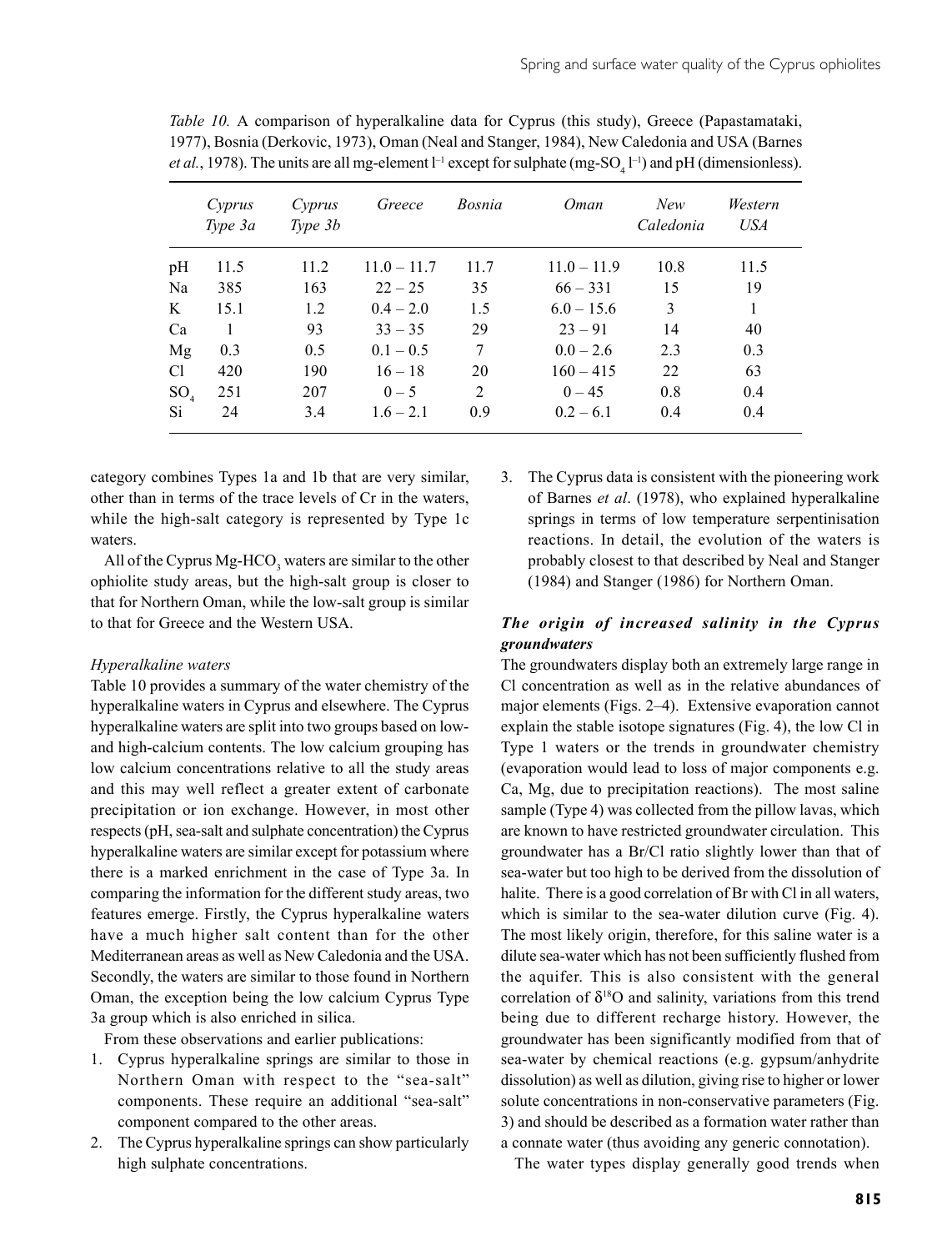*Table 10.* A comparison of hyperalkaline data for Cyprus (this study), Greece (Papastamataki, 1977), Bosnia (Derkovic, 1973), Oman (Neal and Stanger, 1984), New Caledonia and USA (Barnes *et al.*, 1978). The units are all mg-element $l^{-1}$ except for sulphate (mg-$SO_4$ $l^{-1}$) and pH (dimensionless).

| | *Cyprus Type 3a* | *Cyprus Type 3b* | *Greece* | *Bosnia* | *Oman* | *New Caledonia* | *Western USA* |
|---|---|---|---|---|---|---|---|
| pH | 11.5 | 11.2 | 11.0 – 11.7 | 11.7 | 11.0 – 11.9 | 10.8 | 11.5 |
| Na | 385 | 163 | 22 – 25 | 35 | 66 – 331 | 15 | 19 |
| K | 15.1 | 1.2 | 0.4 – 2.0 | 1.5 | 6.0 – 15.6 | 3 | 1 |
| Ca | 1 | 93 | 33 – 35 | 29 | 23 – 91 | 14 | 40 |
| Mg | 0.3 | 0.5 | 0.1 – 0.5 | 7 | 0.0 – 2.6 | 2.3 | 0.3 |
| Cl | 420 | 190 | 16 – 18 | 20 | 160 – 415 | 22 | 63 |
| $SO_4$ | 251 | 207 | 0 – 5 | 2 | 0 – 45 | 0.8 | 0.4 |
| Si | 24 | 3.4 | 1.6 – 2.1 | 0.9 | 0.2 – 6.1 | 0.4 | 0.4 |

category combines Types 1a and 1b that are very similar, other than in terms of the trace levels of Cr in the waters, while the high-salt category is represented by Type 1c waters.

All of the Cyprus Mg-$HCO_3$ waters are similar to the other ophiolite study areas, but the high-salt group is closer to that for Northern Oman, while the low-salt group is similar to that for Greece and the Western USA.

*Hyperalkaline waters*

Table 10 provides a summary of the water chemistry of the hyperalkaline waters in Cyprus and elsewhere. The Cyprus hyperalkaline waters are split into two groups based on low- and high-calcium contents. The low calcium grouping has low calcium concentrations relative to all the study areas and this may well reflect a greater extent of carbonate precipitation or ion exchange. However, in most other respects (pH, sea-salt and sulphate concentration) the Cyprus hyperalkaline waters are similar except for potassium where there is a marked enrichment in the case of Type 3a. In comparing the information for the different study areas, two features emerge. Firstly, the Cyprus hyperalkaline waters have a much higher salt content than for the other Mediterranean areas as well as New Caledonia and the USA. Secondly, the waters are similar to those found in Northern Oman, the exception being the low calcium Cyprus Type 3a group which is also enriched in silica.

From these observations and earlier publications:

1. Cyprus hyperalkaline springs are similar to those in Northern Oman with respect to the "sea-salt" components. These require an additional "sea-salt" component compared to the other areas.
2. The Cyprus hyperalkaline springs can show particularly high sulphate concentrations.
3. The Cyprus data is consistent with the pioneering work of Barnes *et al*. (1978), who explained hyperalkaline springs in terms of low temperature serpentinisation reactions. In detail, the evolution of the waters is probably closest to that described by Neal and Stanger (1984) and Stanger (1986) for Northern Oman.

### *The origin of increased salinity in the Cyprus groundwaters*

The groundwaters display both an extremely large range in Cl concentration as well as in the relative abundances of major elements (Figs. 2–4). Extensive evaporation cannot explain the stable isotope signatures (Fig. 4), the low Cl in Type 1 waters or the trends in groundwater chemistry (evaporation would lead to loss of major components e.g. Ca, Mg, due to precipitation reactions). The most saline sample (Type 4) was collected from the pillow lavas, which are known to have restricted groundwater circulation. This groundwater has a Br/Cl ratio slightly lower than that of sea-water but too high to be derived from the dissolution of halite. There is a good correlation of Br with Cl in all waters, which is similar to the sea-water dilution curve (Fig. 4). The most likely origin, therefore, for this saline water is a dilute sea-water which has not been sufficiently flushed from the aquifer. This is also consistent with the general correlation of $\delta^{18}O$ and salinity, variations from this trend being due to different recharge history. However, the groundwater has been significantly modified from that of sea-water by chemical reactions (e.g. gypsum/anhydrite dissolution) as well as dilution, giving rise to higher or lower solute concentrations in non-conservative parameters (Fig. 3) and should be described as a formation water rather than a connate water (thus avoiding any generic connotation).

The water types display generally good trends when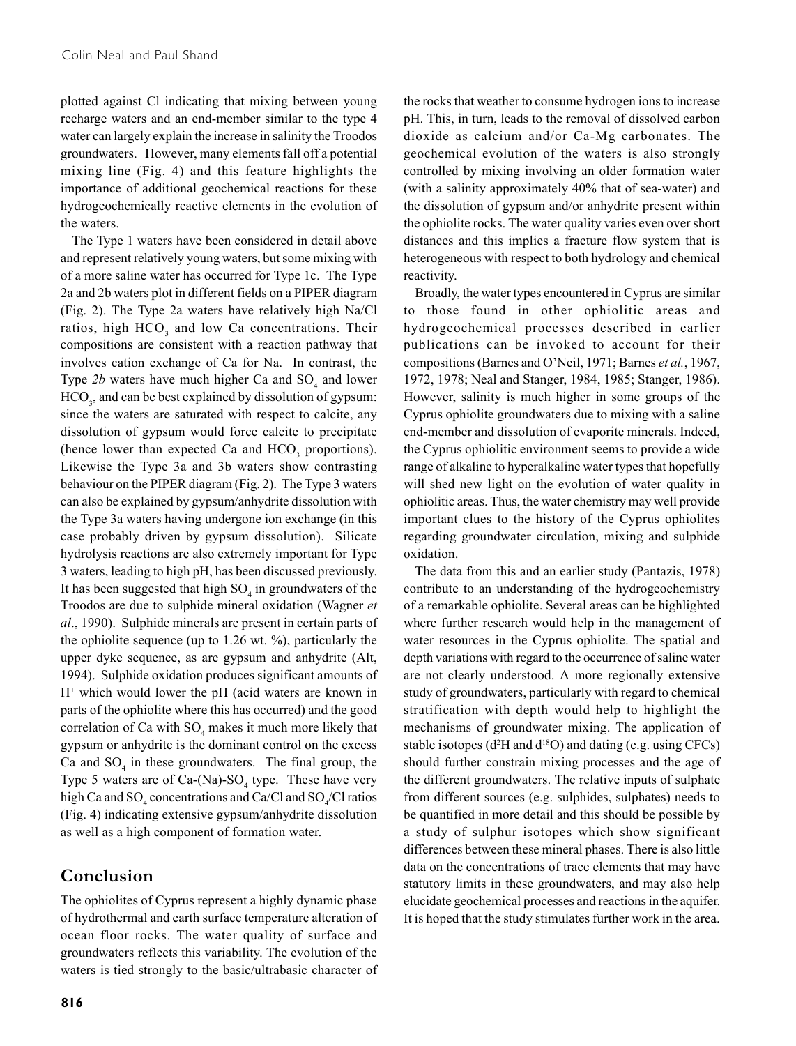plotted against Cl indicating that mixing between young recharge waters and an end-member similar to the type 4 water can largely explain the increase in salinity the Troodos groundwaters. However, many elements fall off a potential mixing line (Fig. 4) and this feature highlights the importance of additional geochemical reactions for these hydrogeochemically reactive elements in the evolution of the waters.

The Type 1 waters have been considered in detail above and represent relatively young waters, but some mixing with of a more saline water has occurred for Type 1c. The Type 2a and 2b waters plot in different fields on a PIPER diagram (Fig. 2). The Type 2a waters have relatively high Na/Cl ratios, high $HCO_3$ and low Ca concentrations. Their compositions are consistent with a reaction pathway that involves cation exchange of Ca for Na. In contrast, the Type *2b* waters have much higher Ca and $SO_4$ and lower $HCO_3$, and can be best explained by dissolution of gypsum: since the waters are saturated with respect to calcite, any dissolution of gypsum would force calcite to precipitate (hence lower than expected Ca and $HCO_3$ proportions). Likewise the Type 3a and 3b waters show contrasting behaviour on the PIPER diagram (Fig. 2). The Type 3 waters can also be explained by gypsum/anhydrite dissolution with the Type 3a waters having undergone ion exchange (in this case probably driven by gypsum dissolution). Silicate hydrolysis reactions are also extremely important for Type 3 waters, leading to high pH, has been discussed previously. It has been suggested that high $SO_4$ in groundwaters of the Troodos are due to sulphide mineral oxidation (Wagner *et al*., 1990). Sulphide minerals are present in certain parts of the ophiolite sequence (up to 1.26 wt. %), particularly the upper dyke sequence, as are gypsum and anhydrite (Alt, 1994). Sulphide oxidation produces significant amounts of $H^+$ which would lower the pH (acid waters are known in parts of the ophiolite where this has occurred) and the good correlation of Ca with $SO_4$ makes it much more likely that gypsum or anhydrite is the dominant control on the excess Ca and $SO_4$ in these groundwaters. The final group, the Type 5 waters are of Ca-(Na)-$SO_4$ type. These have very high Ca and $SO_4$ concentrations and Ca/Cl and $SO_4$/Cl ratios (Fig. 4) indicating extensive gypsum/anhydrite dissolution as well as a high component of formation water.

## Conclusion

The ophiolites of Cyprus represent a highly dynamic phase of hydrothermal and earth surface temperature alteration of ocean floor rocks. The water quality of surface and groundwaters reflects this variability. The evolution of the waters is tied strongly to the basic/ultrabasic character of the rocks that weather to consume hydrogen ions to increase pH. This, in turn, leads to the removal of dissolved carbon dioxide as calcium and/or Ca-Mg carbonates. The geochemical evolution of the waters is also strongly controlled by mixing involving an older formation water (with a salinity approximately 40% that of sea-water) and the dissolution of gypsum and/or anhydrite present within the ophiolite rocks. The water quality varies even over short distances and this implies a fracture flow system that is heterogeneous with respect to both hydrology and chemical reactivity.

Broadly, the water types encountered in Cyprus are similar to those found in other ophiolitic areas and hydrogeochemical processes described in earlier publications can be invoked to account for their compositions (Barnes and O'Neil, 1971; Barnes *et al.*, 1967, 1972, 1978; Neal and Stanger, 1984, 1985; Stanger, 1986). However, salinity is much higher in some groups of the Cyprus ophiolite groundwaters due to mixing with a saline end-member and dissolution of evaporite minerals. Indeed, the Cyprus ophiolitic environment seems to provide a wide range of alkaline to hyperalkaline water types that hopefully will shed new light on the evolution of water quality in ophiolitic areas. Thus, the water chemistry may well provide important clues to the history of the Cyprus ophiolites regarding groundwater circulation, mixing and sulphide oxidation.

The data from this and an earlier study (Pantazis, 1978) contribute to an understanding of the hydrogeochemistry of a remarkable ophiolite. Several areas can be highlighted where further research would help in the management of water resources in the Cyprus ophiolite. The spatial and depth variations with regard to the occurrence of saline water are not clearly understood. A more regionally extensive study of groundwaters, particularly with regard to chemical stratification with depth would help to highlight the mechanisms of groundwater mixing. The application of stable isotopes ($d^2H$ and $d^{18}O$) and dating (e.g. using CFCs) should further constrain mixing processes and the age of the different groundwaters. The relative inputs of sulphate from different sources (e.g. sulphides, sulphates) needs to be quantified in more detail and this should be possible by a study of sulphur isotopes which show significant differences between these mineral phases. There is also little data on the concentrations of trace elements that may have statutory limits in these groundwaters, and may also help elucidate geochemical processes and reactions in the aquifer. It is hoped that the study stimulates further work in the area.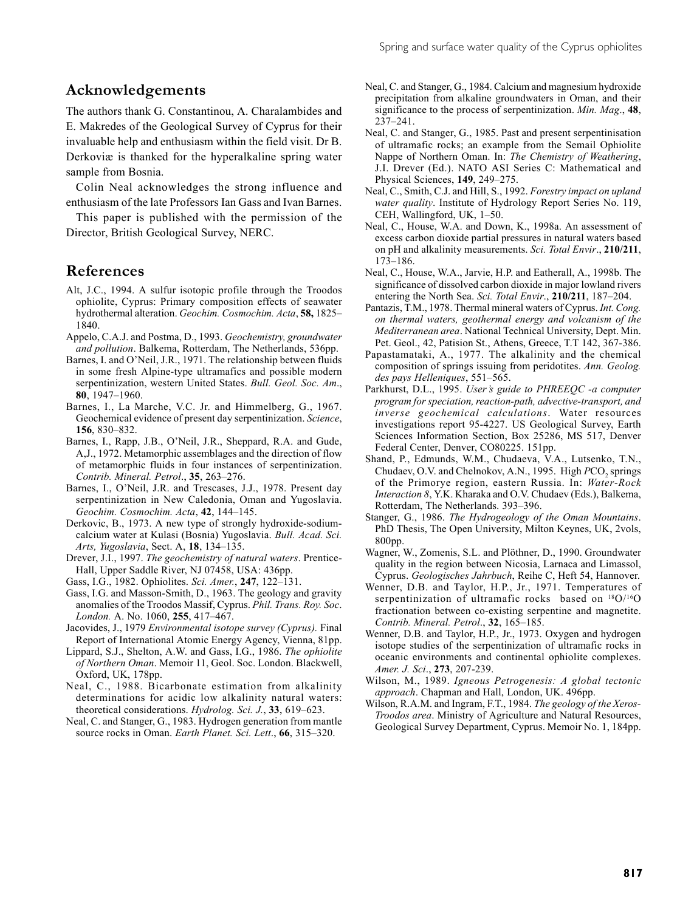## Acknowledgements

The authors thank G. Constantinou, A. Charalambides and E. Makredes of the Geological Survey of Cyprus for their invaluable help and enthusiasm within the field visit. Dr B. Derkoviæ is thanked for the hyperalkaline spring water sample from Bosnia.

Colin Neal acknowledges the strong influence and enthusiasm of the late Professors Ian Gass and Ivan Barnes.

This paper is published with the permission of the Director, British Geological Survey, NERC.

## References

Alt, J.C., 1994. A sulfur isotopic profile through the Troodos ophiolite, Cyprus: Primary composition effects of seawater hydrothermal alteration. *Geochim. Cosmochim. Acta*, **58,** 1825–1840.

Appelo, C.A.J. and Postma, D., 1993. *Geochemistry, groundwater and pollution*. Balkema, Rotterdam, The Netherlands, 536pp.

Barnes, I. and O'Neil, J.R., 1971. The relationship between fluids in some fresh Alpine-type ultramafics and possible modern serpentinization, western United States. *Bull. Geol. Soc. Am*., **80**, 1947–1960.

Barnes, I., La Marche, V.C. Jr. and Himmelberg, G., 1967. Geochemical evidence of present day serpentinization. *Science*, **156**, 830–832.

Barnes, I., Rapp, J.B., O'Neil, J.R., Sheppard, R.A. and Gude, A,J., 1972. Metamorphic assemblages and the direction of flow of metamorphic fluids in four instances of serpentinization. *Contrib. Mineral. Petrol*., **35**, 263–276.

Barnes, I., O'Neil, J.R. and Trescases, J.J., 1978. Present day serpentinization in New Caledonia, Oman and Yugoslavia. *Geochim. Cosmochim. Acta*, **42**, 144–145.

Derkovic, B., 1973. A new type of strongly hydroxide-sodium-calcium water at Kulasi (Bosnia) Yugoslavia. *Bull. Acad. Sci. Arts, Yugoslavia*, Sect. A, **18**, 134–135.

Drever, J.I., 1997. *The geochemistry of natural waters*. Prentice-Hall, Upper Saddle River, NJ 07458, USA: 436pp.

Gass, I.G., 1982. Ophiolites. *Sci. Amer.*, **247**, 122–131.

Gass, I.G. and Masson-Smith, D., 1963. The geology and gravity anomalies of the Troodos Massif, Cyprus. *Phil. Trans. Roy. Soc. London.* A. No. 1060, **255**, 417–467.

Jacovides, J., 1979 *Environmental isotope survey (Cyprus).* Final Report of International Atomic Energy Agency, Vienna, 81pp.

Lippard, S.J., Shelton, A.W. and Gass, I.G., 1986. *The ophiolite of Northern Oman*. Memoir 11, Geol. Soc. London. Blackwell, Oxford, UK, 178pp.

Neal, C., 1988. Bicarbonate estimation from alkalinity determinations for acidic low alkalinity natural waters: theoretical considerations. *Hydrolog. Sci. J.*, **33**, 619–623.

Neal, C. and Stanger, G., 1983. Hydrogen generation from mantle source rocks in Oman. *Earth Planet. Sci. Lett*., **66**, 315–320.

Neal, C. and Stanger, G., 1984. Calcium and magnesium hydroxide precipitation from alkaline groundwaters in Oman, and their significance to the process of serpentinization. *Min. Mag*., **48**, 237–241.

Neal, C. and Stanger, G., 1985. Past and present serpentinisation of ultramafic rocks; an example from the Semail Ophiolite Nappe of Northern Oman. In: *The Chemistry of Weathering*, J.I. Drever (Ed.). NATO ASI Series C: Mathematical and Physical Sciences, **149**, 249–275.

Neal, C., Smith, C.J. and Hill, S., 1992. *Forestry impact on upland water quality*. Institute of Hydrology Report Series No. 119, CEH, Wallingford, UK, 1–50.

Neal, C., House, W.A. and Down, K., 1998a. An assessment of excess carbon dioxide partial pressures in natural waters based on pH and alkalinity measurements. *Sci. Total Envir*., **210/211**, 173–186.

Neal, C., House, W.A., Jarvie, H.P. and Eatherall, A., 1998b. The significance of dissolved carbon dioxide in major lowland rivers entering the North Sea. *Sci. Total Envir*., **210/211**, 187–204.

Pantazis, T.M., 1978. Thermal mineral waters of Cyprus. *Int. Cong. on thermal waters, geothermal energy and volcanism of the Mediterranean area*. National Technical University, Dept. Min. Pet. Geol., 42, Patision St., Athens, Greece, T.T 142, 367-386.

Papastamataki, A., 1977. The alkalinity and the chemical composition of springs issuing from peridotites. *Ann. Geolog. des pays Helleniques*, 551–565.

Parkhurst, D.L., 1995. *User's guide to PHREEQC -a computer program for speciation, reaction-path, advective-transport, and inverse geochemical calculations*. Water resources investigations report 95-4227. US Geological Survey, Earth Sciences Information Section, Box 25286, MS 517, Denver Federal Center, Denver, CO80225. 151pp.

Shand, P., Edmunds, W.M., Chudaeva, V.A., Lutsenko, T.N., Chudaev, O.V. and Chelnokov, A.N., 1995. High $PCO_2$ springs of the Primorye region, eastern Russia. In: *Water-Rock Interaction 8*, Y.K. Kharaka and O.V. Chudaev (Eds.), Balkema, Rotterdam, The Netherlands. 393–396.

Stanger, G., 1986. *The Hydrogeology of the Oman Mountains*. PhD Thesis, The Open University, Milton Keynes, UK, 2vols, 800pp.

Wagner, W., Zomenis, S.L. and Plöthner, D., 1990. Groundwater quality in the region between Nicosia, Larnaca and Limassol, Cyprus. *Geologisches Jahrbuch*, Reihe C, Heft 54, Hannover.

Wenner, D.B. and Taylor, H.P., Jr., 1971. Temperatures of serpentinization of ultramafic rocks based on $^{18}O/^{16}O$ fractionation between co-existing serpentine and magnetite. *Contrib. Mineral. Petrol*., **32**, 165–185.

Wenner, D.B. and Taylor, H.P., Jr., 1973. Oxygen and hydrogen isotope studies of the serpentinization of ultramafic rocks in oceanic environments and continental ophiolite complexes. *Amer. J. Sci*., **273**, 207-239.

Wilson, M., 1989. *Igneous Petrogenesis: A global tectonic approach*. Chapman and Hall, London, UK. 496pp.

Wilson, R.A.M. and Ingram, F.T., 1984. *The geology of the Xeros-Troodos area*. Ministry of Agriculture and Natural Resources, Geological Survey Department, Cyprus. Memoir No. 1, 184pp.